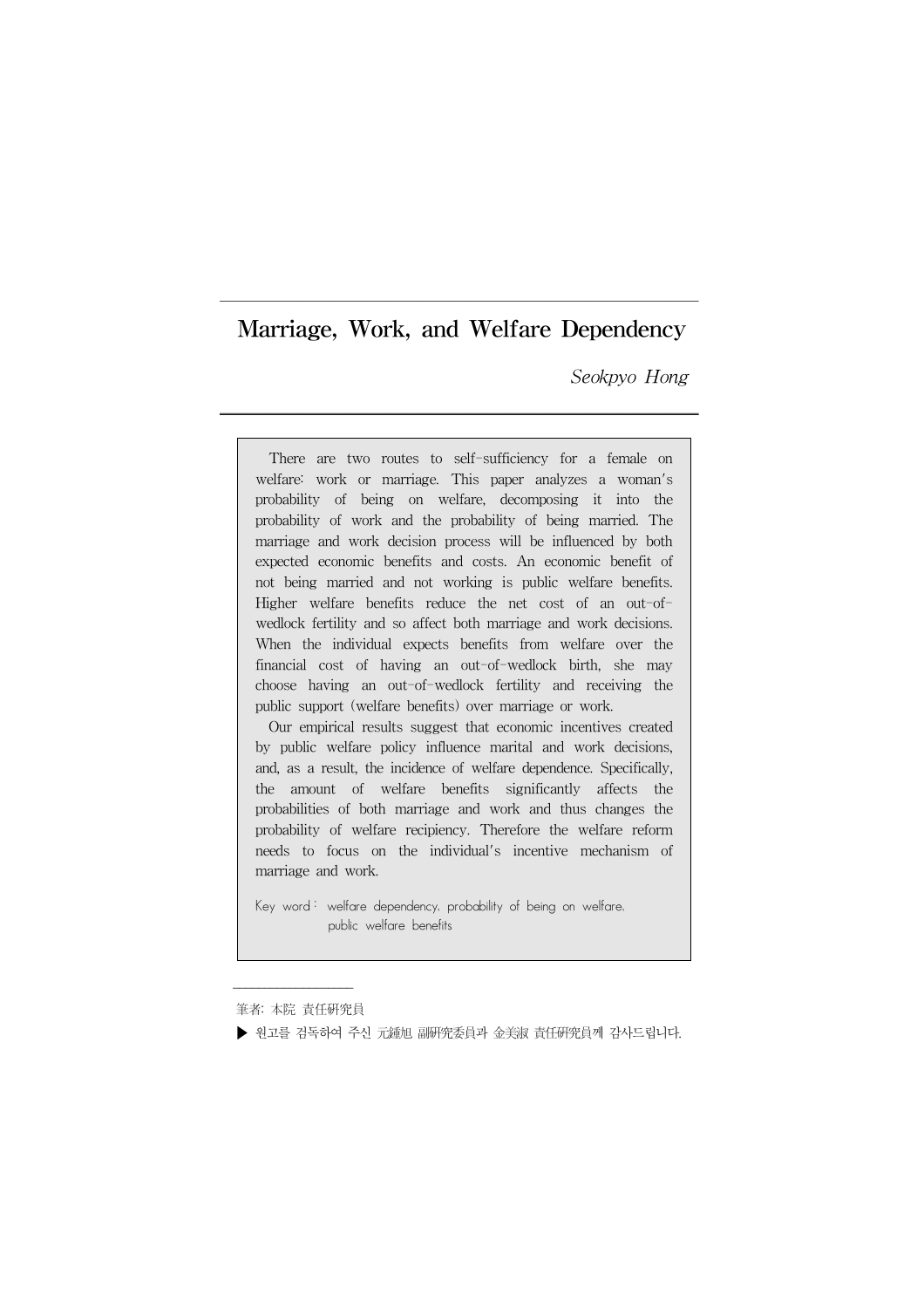# Marriage, Work, and Welfare Dependency

*Seokpyo Hong*

There are two routes to self-sufficiency for a female on welfare: work or marriage. This paper analyzes a woman's probability of being on welfare, decomposing it into the probability of work and the probability of being married. The marriage and work decision process will be influenced by both expected economic benefits and costs. An economic benefit of not being married and not working is public welfare benefits. Higher welfare benefits reduce the net cost of an out-of-wedlock fertility and so affect both marriage and work decisions. When the individual expects benefits from welfare over the financial cost of having an out-of-wedlock birth, she may choose having an out-of-wedlock fertility and receiving the public support (welfare benefits) over marriage or work.

Our empirical results suggest that economic incentives created by public welfare policy influence marital and work decisions, and, as a result, the incidence of welfare dependence. Specifically, the amount of welfare benefits significantly affects the probabilities of both marriage and work and thus changes the probability of welfare recipiency. Therefore the welfare reform needs to focus on the individual's incentive mechanism of marriage and work.

Key word : welfare dependency, probability of being on welfare, public welfare benefits

---

筆者: 本院 責任研究員

▶ 원고를 검독하여 주신 元鍾旭 副研究委員과 金美淑 責任研究員께 감사드립니다.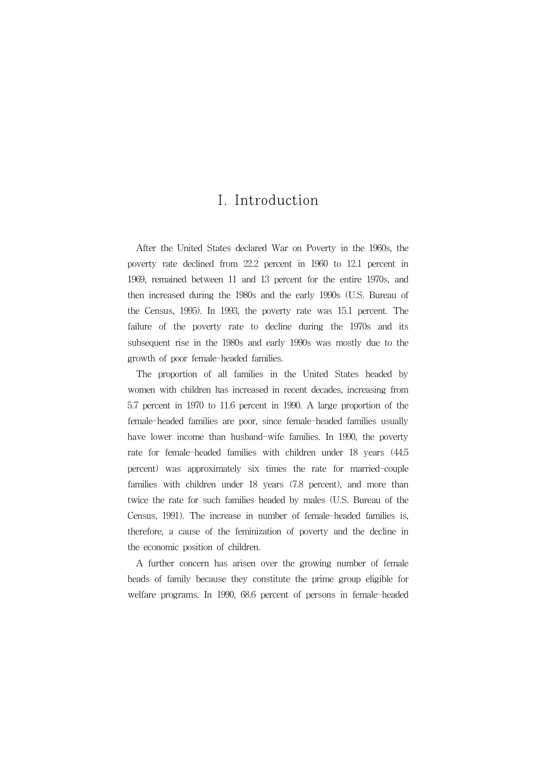# I. Introduction

After the United States declared War on Poverty in the 1960s, the poverty rate declined from 22.2 percent in 1960 to 12.1 percent in 1969, remained between 11 and 13 percent for the entire 1970s, and then increased during the 1980s and the early 1990s (U.S. Bureau of the Census, 1995). In 1993, the poverty rate was 15.1 percent. The failure of the poverty rate to decline during the 1970s and its subsequent rise in the 1980s and early 1990s was mostly due to the growth of poor female-headed families.

The proportion of all families in the United States headed by women with children has increased in recent decades, increasing from 5.7 percent in 1970 to 11.6 percent in 1990. A large proportion of the female-headed families are poor, since female-headed families usually have lower income than husband-wife families. In 1990, the poverty rate for female-headed families with children under 18 years (44.5 percent) was approximately six times the rate for married-couple families with children under 18 years (7.8 percent), and more than twice the rate for such families headed by males (U.S. Bureau of the Census, 1991). The increase in number of female-headed families is, therefore, a cause of the feminization of poverty and the decline in the economic position of children.

A further concern has arisen over the growing number of female heads of family because they constitute the prime group eligible for welfare programs. In 1990, 68.6 percent of persons in female-headed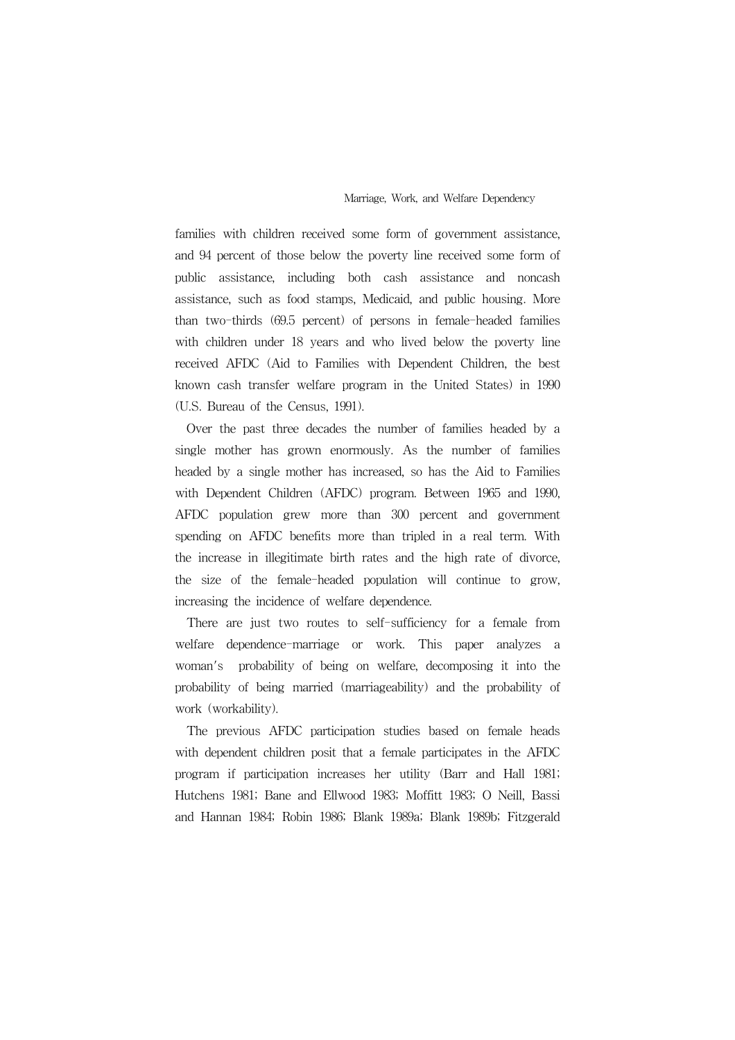families with children received some form of government assistance, and 94 percent of those below the poverty line received some form of public assistance, including both cash assistance and noncash assistance, such as food stamps, Medicaid, and public housing. More than two-thirds (69.5 percent) of persons in female-headed families with children under 18 years and who lived below the poverty line received AFDC (Aid to Families with Dependent Children, the best known cash transfer welfare program in the United States) in 1990 (U.S. Bureau of the Census, 1991).

Over the past three decades the number of families headed by a single mother has grown enormously. As the number of families headed by a single mother has increased, so has the Aid to Families with Dependent Children (AFDC) program. Between 1965 and 1990, AFDC population grew more than 300 percent and government spending on AFDC benefits more than tripled in a real term. With the increase in illegitimate birth rates and the high rate of divorce, the size of the female-headed population will continue to grow, increasing the incidence of welfare dependence.

There are just two routes to self-sufficiency for a female from welfare dependence-marriage or work. This paper analyzes a woman's probability of being on welfare, decomposing it into the probability of being married (marriageability) and the probability of work (workability).

The previous AFDC participation studies based on female heads with dependent children posit that a female participates in the AFDC program if participation increases her utility (Barr and Hall 1981; Hutchens 1981; Bane and Ellwood 1983; Moffitt 1983; O Neill, Bassi and Hannan 1984; Robin 1986; Blank 1989a; Blank 1989b; Fitzgerald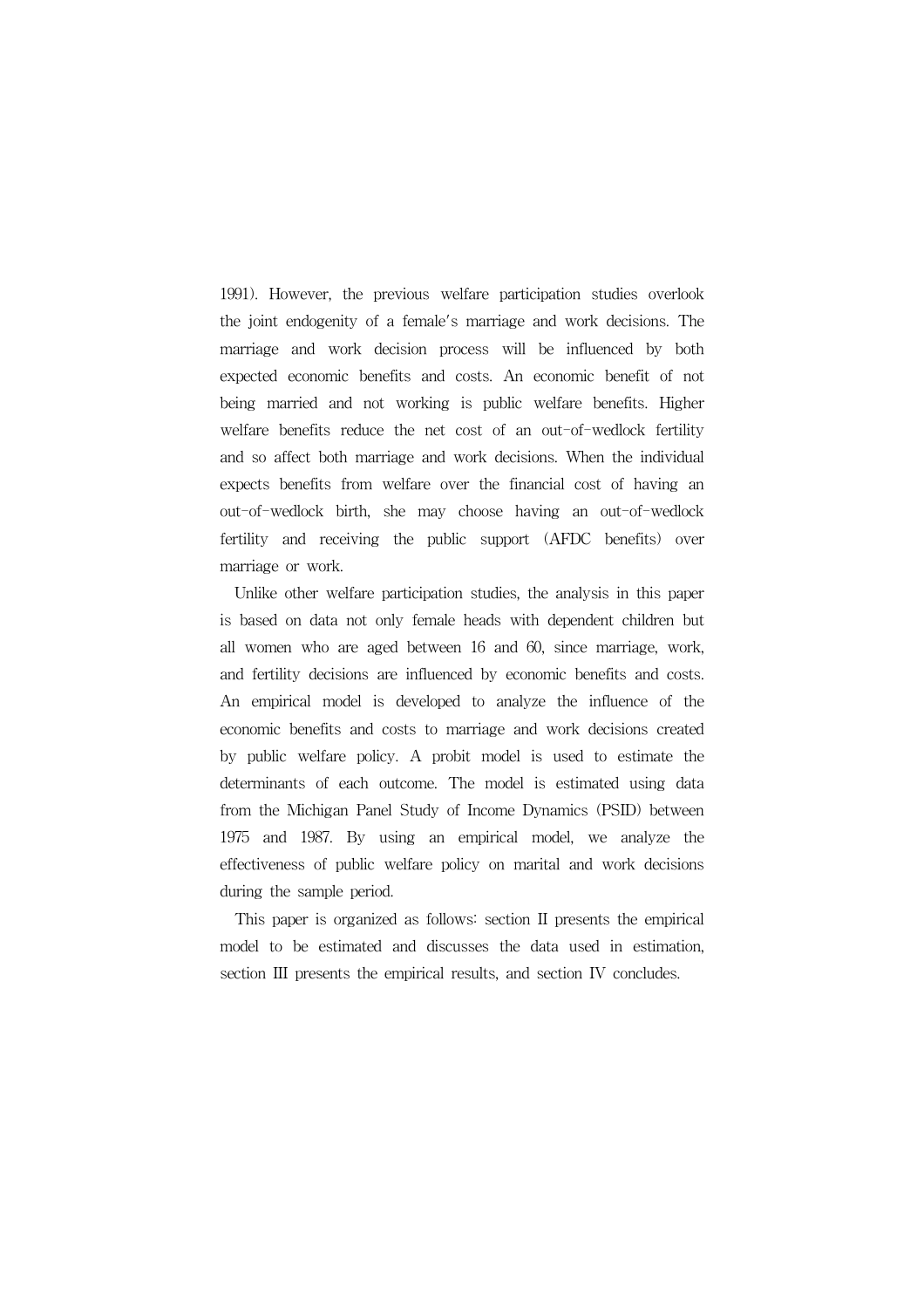1991). However, the previous welfare participation studies overlook the joint endogenity of a female's marriage and work decisions. The marriage and work decision process will be influenced by both expected economic benefits and costs. An economic benefit of not being married and not working is public welfare benefits. Higher welfare benefits reduce the net cost of an out-of-wedlock fertility and so affect both marriage and work decisions. When the individual expects benefits from welfare over the financial cost of having an out-of-wedlock birth, she may choose having an out-of-wedlock fertility and receiving the public support (AFDC benefits) over marriage or work.

Unlike other welfare participation studies, the analysis in this paper is based on data not only female heads with dependent children but all women who are aged between 16 and 60, since marriage, work, and fertility decisions are influenced by economic benefits and costs. An empirical model is developed to analyze the influence of the economic benefits and costs to marriage and work decisions created by public welfare policy. A probit model is used to estimate the determinants of each outcome. The model is estimated using data from the Michigan Panel Study of Income Dynamics (PSID) between 1975 and 1987. By using an empirical model, we analyze the effectiveness of public welfare policy on marital and work decisions during the sample period.

This paper is organized as follows: section II presents the empirical model to be estimated and discusses the data used in estimation, section III presents the empirical results, and section IV concludes.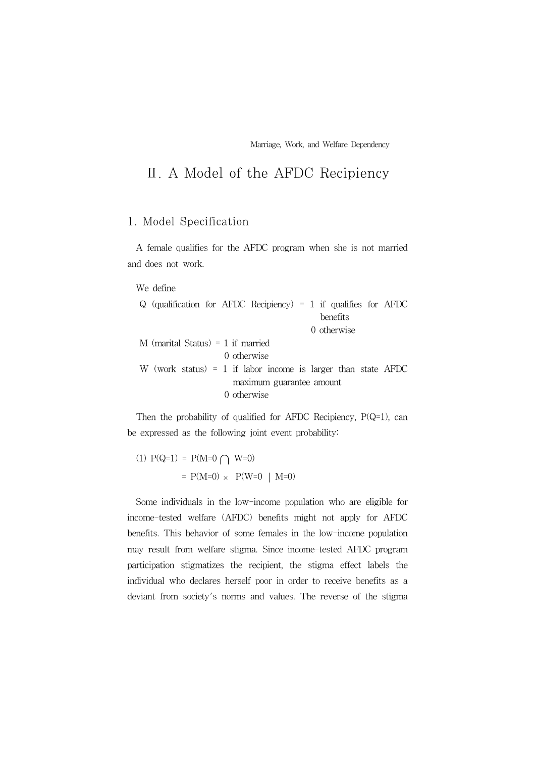## Ⅱ. A Model of the AFDC Recipiency

### 1. Model Specification

A female qualifies for the AFDC program when she is not married and does not work.

We define

Q (qualification for AFDC Recipiency) = 1 if qualifies for AFDC benefits
0 otherwise

M (marital Status) = 1 if married
0 otherwise

W (work status) = 1 if labor income is larger than state AFDC maximum guarantee amount
0 otherwise

Then the probability of qualified for AFDC Recipiency, P(Q=1), can be expressed as the following joint event probability:

$$
\begin{aligned}
(1)\quad P(Q=1) &= P(M=0 \cap W=0) \\
&= P(M=0) \times P(W=0 \mid M=0)
\end{aligned}
$$

Some individuals in the low-income population who are eligible for income-tested welfare (AFDC) benefits might not apply for AFDC benefits. This behavior of some females in the low-income population may result from welfare stigma. Since income-tested AFDC program participation stigmatizes the recipient, the stigma effect labels the individual who declares herself poor in order to receive benefits as a deviant from society's norms and values. The reverse of the stigma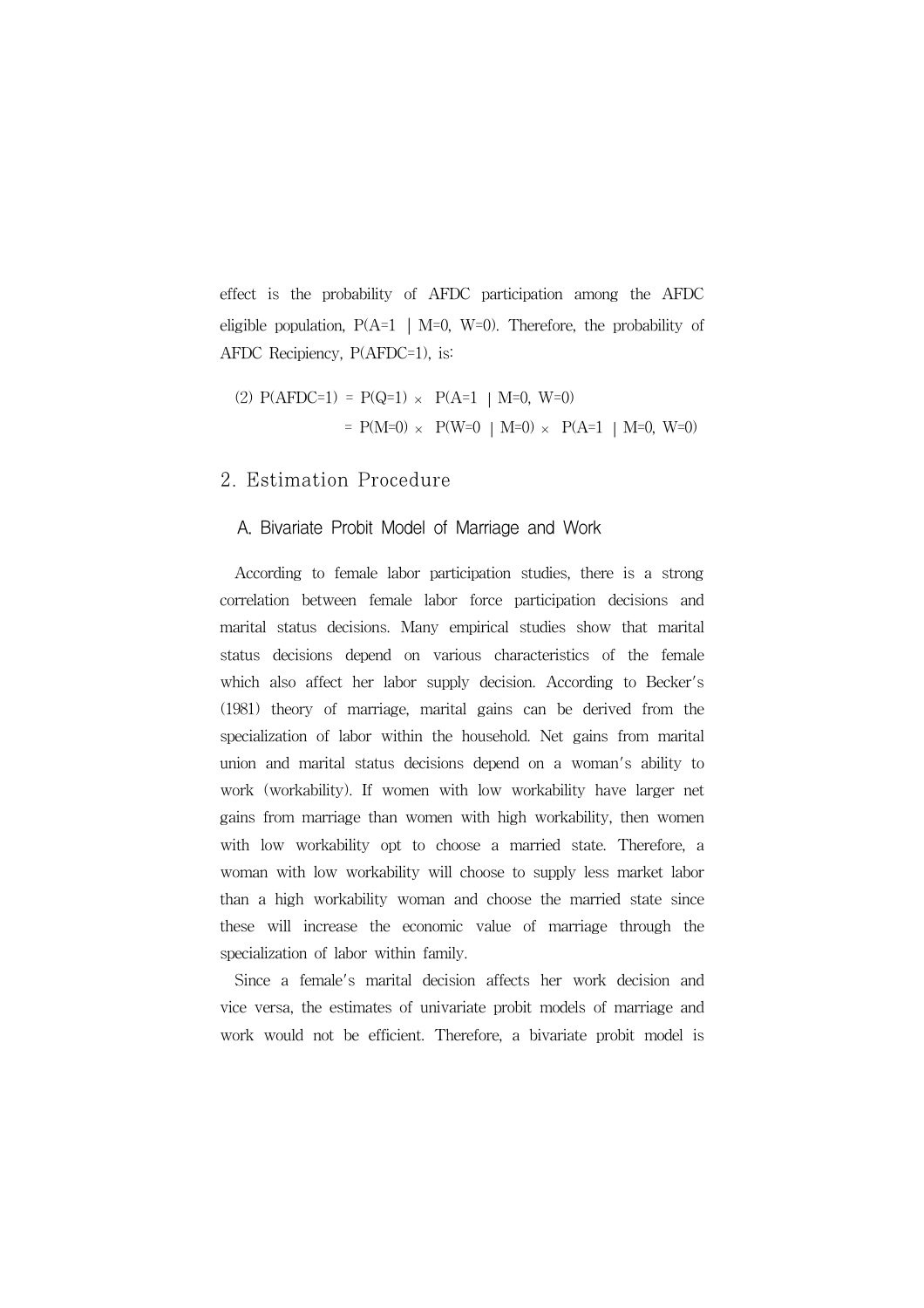effect is the probability of AFDC participation among the AFDC eligible population, $P(A=1 \mid M=0, W=0)$. Therefore, the probability of AFDC Recipiency, $P(AFDC=1)$, is:

$$
\begin{aligned}
(2)\quad P(AFDC=1) &= P(Q=1) \times P(A=1 \mid M=0, W=0) \\
&= P(M=0) \times P(W=0 \mid M=0) \times P(A=1 \mid M=0, W=0)
\end{aligned}
$$

## 2. Estimation Procedure

### A. Bivariate Probit Model of Marriage and Work

According to female labor participation studies, there is a strong correlation between female labor force participation decisions and marital status decisions. Many empirical studies show that marital status decisions depend on various characteristics of the female which also affect her labor supply decision. According to Becker's (1981) theory of marriage, marital gains can be derived from the specialization of labor within the household. Net gains from marital union and marital status decisions depend on a woman's ability to work (workability). If women with low workability have larger net gains from marriage than women with high workability, then women with low workability opt to choose a married state. Therefore, a woman with low workability will choose to supply less market labor than a high workability woman and choose the married state since these will increase the economic value of marriage through the specialization of labor within family.

Since a female's marital decision affects her work decision and vice versa, the estimates of univariate probit models of marriage and work would not be efficient. Therefore, a bivariate probit model is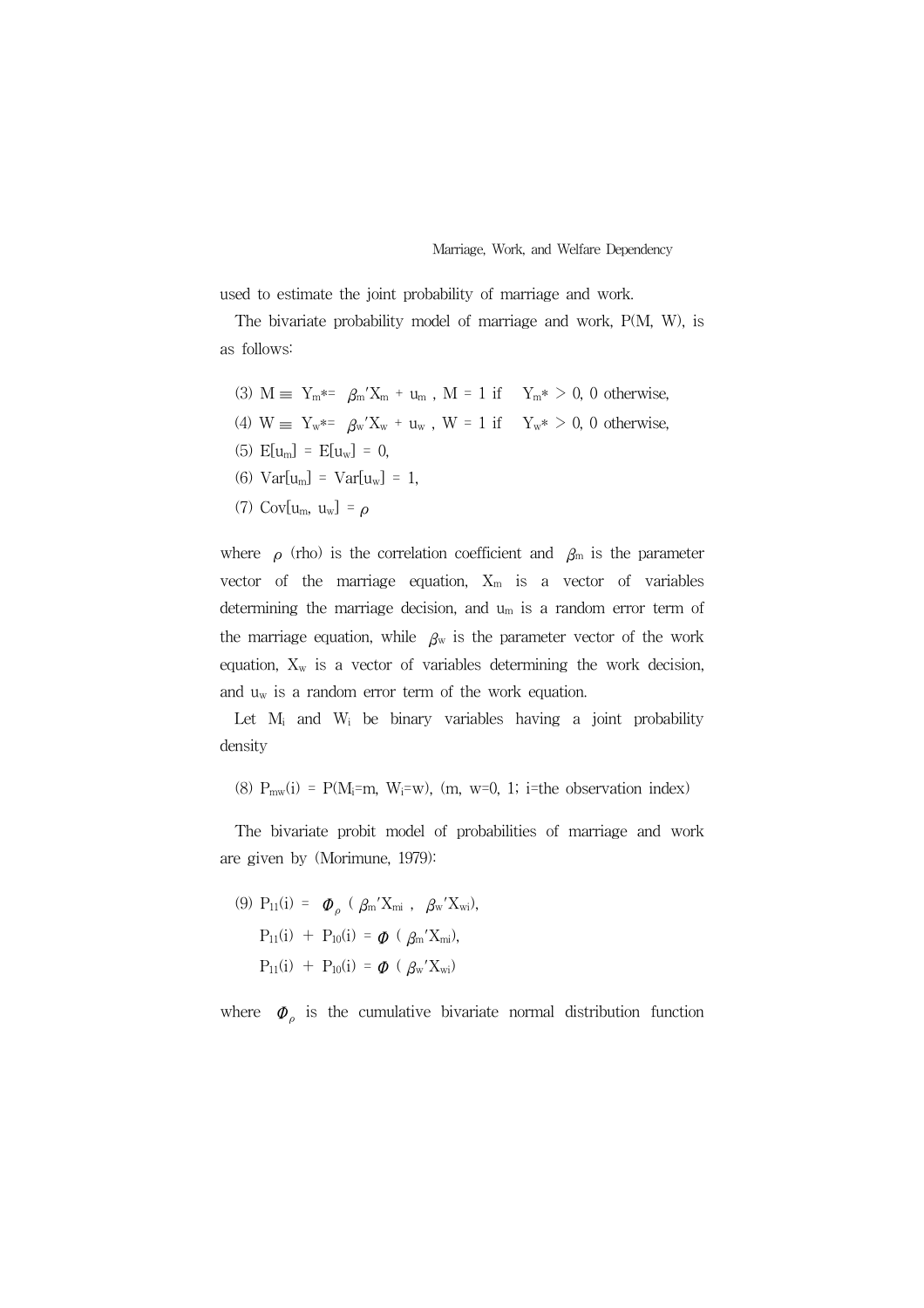used to estimate the joint probability of marriage and work.

The bivariate probability model of marriage and work, P(M, W), is as follows:

(3) $M \equiv Y_m^* = \beta_m' X_m + u_m$ , M = 1 if $Y_m^* > 0$, 0 otherwise,

(4) $W \equiv Y_w^* = \beta_w' X_w + u_w$ , W = 1 if $Y_w^* > 0$, 0 otherwise,

(5) $E[u_m] = E[u_w] = 0$,

(6) $Var[u_m] = Var[u_w] = 1$,

(7) $Cov[u_m, u_w] = \rho$

where $\rho$ (rho) is the correlation coefficient and $\beta_m$ is the parameter vector of the marriage equation, $X_m$ is a vector of variables determining the marriage decision, and $u_m$ is a random error term of the marriage equation, while $\beta_w$ is the parameter vector of the work equation, $X_w$ is a vector of variables determining the work decision, and $u_w$ is a random error term of the work equation.

Let $M_i$ and $W_i$ be binary variables having a joint probability density

(8) $P_{mw}(i) = P(M_i=m, W_i=w)$, (m, w=0, 1; i=the observation index)

The bivariate probit model of probabilities of marriage and work are given by (Morimune, 1979):

(9) $P_{11}(i) = \Phi_\rho(\beta_m' X_{mi}, \beta_w' X_{wi})$,

$P_{11}(i) + P_{10}(i) = \Phi(\beta_m' X_{mi})$,

$P_{11}(i) + P_{10}(i) = \Phi(\beta_w' X_{wi})$

where $\Phi_\rho$ is the cumulative bivariate normal distribution function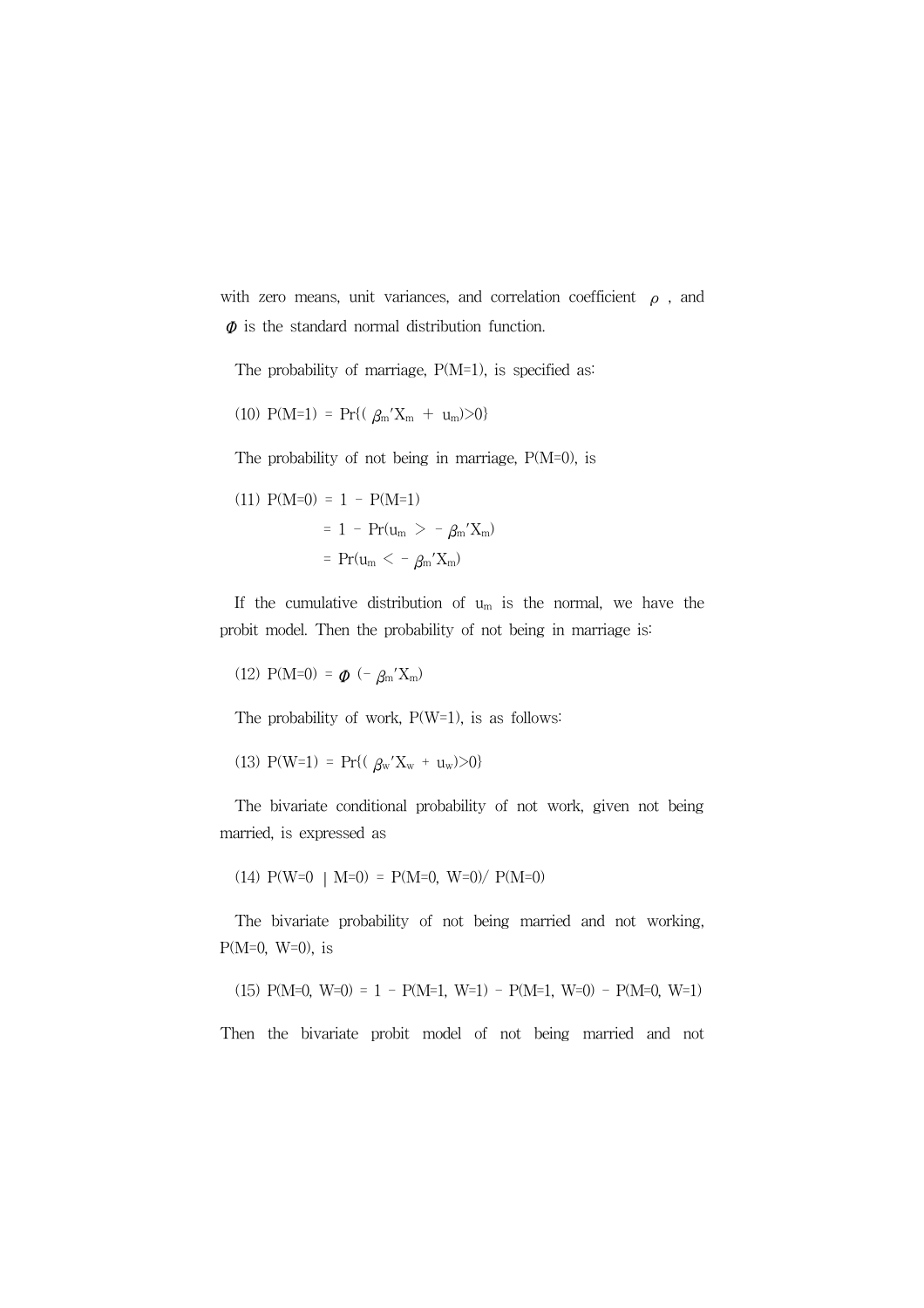with zero means, unit variances, and correlation coefficient $\rho$, and $\Phi$ is the standard normal distribution function.

The probability of marriage, P(M=1), is specified as:

$$(10)\ P(M=1) = \Pr\{(\beta_m{'}X_m + u_m) > 0\}$$

The probability of not being in marriage, P(M=0), is

$$
\begin{aligned}
(11)\ P(M=0) &= 1 - P(M=1) \\
&= 1 - \Pr(u_m > -\beta_m{'}X_m) \\
&= \Pr(u_m < -\beta_m{'}X_m)
\end{aligned}
$$

If the cumulative distribution of $u_m$ is the normal, we have the probit model. Then the probability of not being in marriage is:

$$(12)\ P(M=0) = \Phi(-\beta_m{'}X_m)$$

The probability of work, P(W=1), is as follows:

$$(13)\ P(W=1) = \Pr\{(\beta_w{'}X_w + u_w) > 0\}$$

The bivariate conditional probability of not work, given not being married, is expressed as

$$(14)\ P(W=0 \mid M=0) = P(M=0,\ W=0) / P(M=0)$$

The bivariate probability of not being married and not working, P(M=0, W=0), is

$$(15)\ P(M=0,\ W=0) = 1 - P(M=1,\ W=1) - P(M=1,\ W=0) - P(M=0,\ W=1)$$

Then the bivariate probit model of not being married and not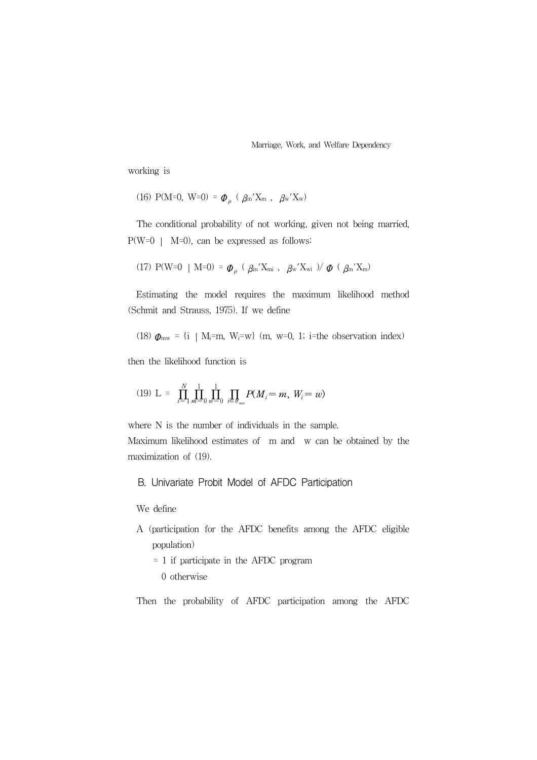working is

(16) $P(M=0,\ W=0) = \Phi_{\rho}\ (\ \beta_m{}'X_m\ ,\ \ \beta_w{}'X_w)$

The conditional probability of not working, given not being married, $P(W=0\ |\ M=0)$, can be expressed as follows:

(17) $P(W=0\ \ |\ M=0) = \Phi_{\rho}\ (\ \beta_m{}'X_{mi}\ ,\ \ \beta_w{}'X_{wi}\ )/\ \Phi\ (\ \beta_m{}'X_m)$

Estimating the model requires the maximum likelihood method (Schmit and Strauss, 1975). If we define

(18) $\Phi_{mw} = \{i\ \ |\ M_i=m,\ W_i=w\}$ (m, w=0, 1; i=the observation index)

then the likelihood function is

(19) $$L = \prod_{i=1}^{N}\prod_{m=0}^{1}\prod_{w=0}^{1}\prod_{i\in\theta_{mw}} P(M_i=m,\ W_i=w)$$

where N is the number of individuals in the sample.
Maximum likelihood estimates of m and w can be obtained by the maximization of (19).

## B. Univariate Probit Model of AFDC Participation

We define

A (participation for the AFDC benefits among the AFDC eligible population)
= 1 if participate in the AFDC program
0 otherwise

Then the probability of AFDC participation among the AFDC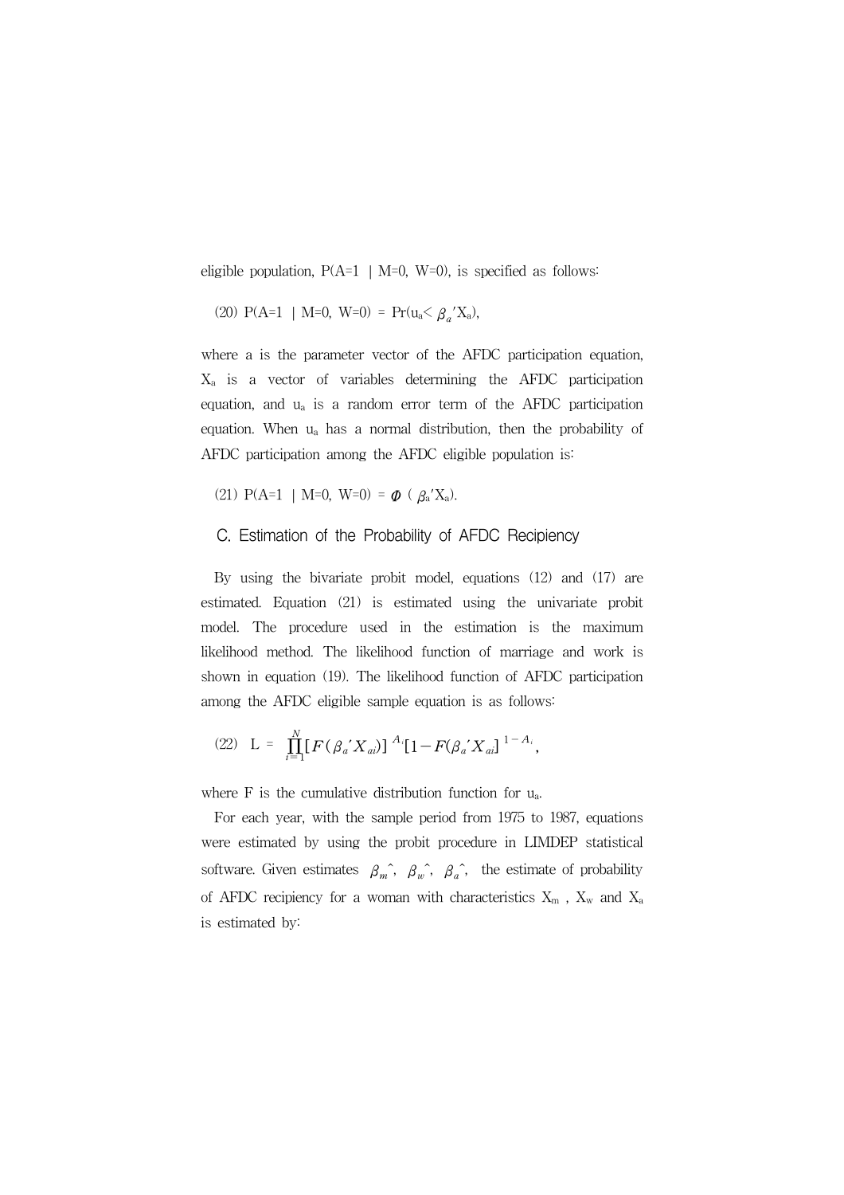eligible population, $P(A=1 \mid M=0, W=0)$, is specified as follows:

$$(20)\quad P(A=1 \mid M=0, W=0) = \Pr(u_a < \beta_a{}'X_a),$$

where a is the parameter vector of the AFDC participation equation, $X_a$ is a vector of variables determining the AFDC participation equation, and $u_a$ is a random error term of the AFDC participation equation. When $u_a$ has a normal distribution, then the probability of AFDC participation among the AFDC eligible population is:

$$(21)\quad P(A=1 \mid M=0, W=0) = \Phi(\beta_a{}'X_a).$$

### C. Estimation of the Probability of AFDC Recipiency

By using the bivariate probit model, equations (12) and (17) are estimated. Equation (21) is estimated using the univariate probit model. The procedure used in the estimation is the maximum likelihood method. The likelihood function of marriage and work is shown in equation (19). The likelihood function of AFDC participation among the AFDC eligible sample equation is as follows:

$$(22)\quad L = \prod_{i=1}^{N}[F(\beta_a{}'X_{ai})]^{A_i}[1-F(\beta_a{}'X_{ai}]^{1-A_i},$$

where F is the cumulative distribution function for $u_a$.

For each year, with the sample period from 1975 to 1987, equations were estimated by using the probit procedure in LIMDEP statistical software. Given estimates $\hat{\beta_m}$, $\hat{\beta_w}$, $\hat{\beta_a}$, the estimate of probability of AFDC recipiency for a woman with characteristics $X_m$ , $X_w$ and $X_a$ is estimated by: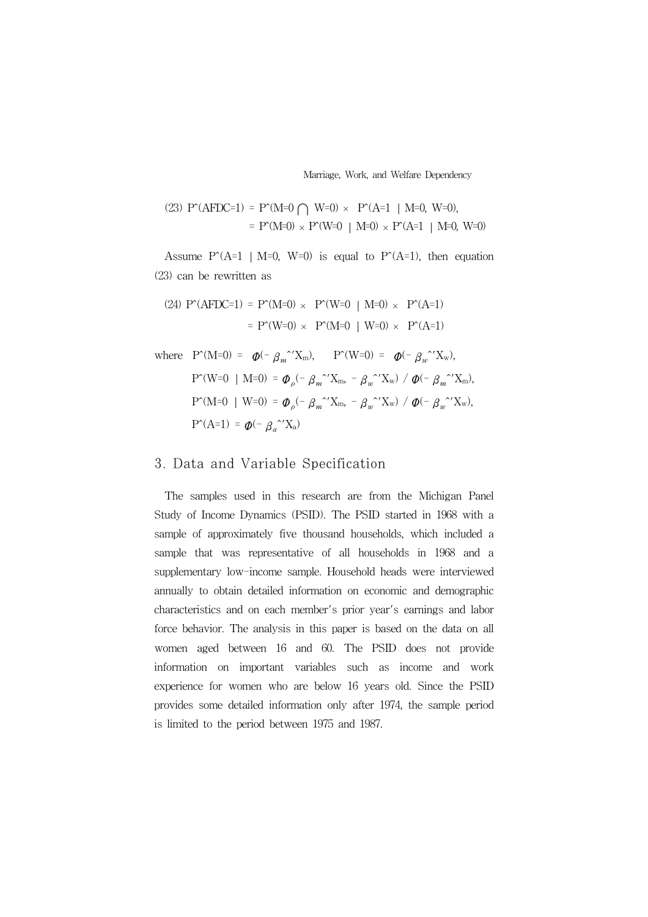(23) $\hat{P}(AFDC=1) = \hat{P}(M=0 \cap W=0) \times \hat{P}(A=1 \mid M=0, W=0),$

$= \hat{P}(M=0) \times \hat{P}(W=0 \mid M=0) \times \hat{P}(A=1 \mid M=0, W=0)$

Assume $\hat{P}(A=1 \mid M=0, W=0)$ is equal to $\hat{P}(A=1)$, then equation (23) can be rewritten as

(24) $\hat{P}(AFDC=1) = \hat{P}(M=0) \times \hat{P}(W=0 \mid M=0) \times \hat{P}(A=1)$

$= \hat{P}(W=0) \times \hat{P}(M=0 \mid W=0) \times \hat{P}(A=1)$

where $\hat{P}(M=0) = \Phi(-\hat{\beta}_m{}'X_m)$, $\quad \hat{P}(W=0) = \Phi(-\hat{\beta}_w{}'X_w)$,

$\hat{P}(W=0 \mid M=0) = \Phi_\rho(-\hat{\beta}_m{}'X_m, -\hat{\beta}_w{}'X_w) / \Phi(-\hat{\beta}_m{}'X_m)$,

$\hat{P}(M=0 \mid W=0) = \Phi_\rho(-\hat{\beta}_m{}'X_m, -\hat{\beta}_w{}'X_w) / \Phi(-\hat{\beta}_w{}'X_w)$,

$\hat{P}(A=1) = \Phi(-\hat{\beta}_a{}'X_a)$

## 3. Data and Variable Specification

The samples used in this research are from the Michigan Panel Study of Income Dynamics (PSID). The PSID started in 1968 with a sample of approximately five thousand households, which included a sample that was representative of all households in 1968 and a supplementary low-income sample. Household heads were interviewed annually to obtain detailed information on economic and demographic characteristics and on each member's prior year's earnings and labor force behavior. The analysis in this paper is based on the data on all women aged between 16 and 60. The PSID does not provide information on important variables such as income and work experience for women who are below 16 years old. Since the PSID provides some detailed information only after 1974, the sample period is limited to the period between 1975 and 1987.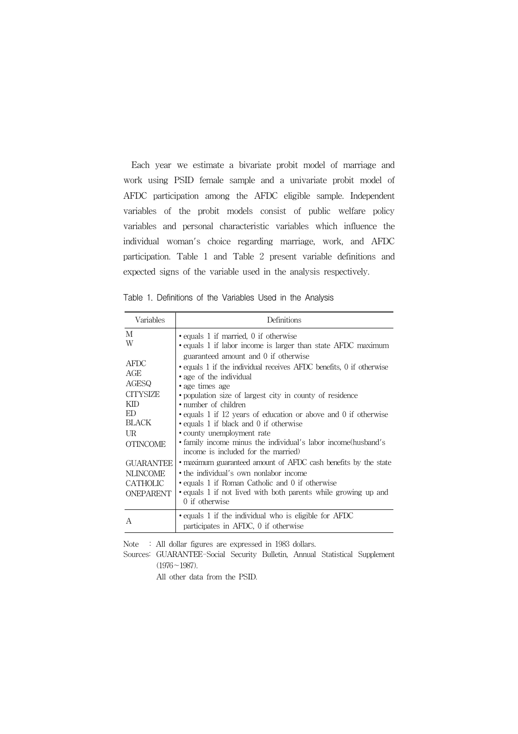Each year we estimate a bivariate probit model of marriage and work using PSID female sample and a univariate probit model of AFDC participation among the AFDC eligible sample. Independent variables of the probit models consist of public welfare policy variables and personal characteristic variables which influence the individual woman's choice regarding marriage, work, and AFDC participation. Table 1 and Table 2 present variable definitions and expected signs of the variable used in the analysis respectively.

Table 1. Definitions of the Variables Used in the Analysis

| Variables | Definitions |
|---|---|
| M | • equals 1 if married, 0 if otherwise |
| W | • equals 1 if labor income is larger than state AFDC maximum guaranteed amount and 0 if otherwise |
| AFDC | • equals 1 if the individual receives AFDC benefits, 0 if otherwise |
| AGE | • age of the individual |
| AGESQ | • age times age |
| CITYSIZE | • population size of largest city in county of residence |
| KID | • number of children |
| ED | • equals 1 if 12 years of education or above and 0 if otherwise |
| BLACK | • equals 1 if black and 0 if otherwise |
| UR | • county unemployment rate |
| OTINCOME | • family income minus the individual's labor income(husband's income is included for the married) |
| GUARANTEE | • maximum guaranteed amount of AFDC cash benefits by the state |
| NLINCOME | • the individual's own nonlabor income |
| CATHOLIC | • equals 1 if Roman Catholic and 0 if otherwise |
| ONEPARENT | • equals 1 if not lived with both parents while growing up and 0 if otherwise |
| A | • equals 1 if the individual who is eligible for AFDC participates in AFDC, 0 if otherwise |

Note : All dollar figures are expressed in 1983 dollars.

Sources: GUARANTEE-Social Security Bulletin, Annual Statistical Supplement (1976~1987).

All other data from the PSID.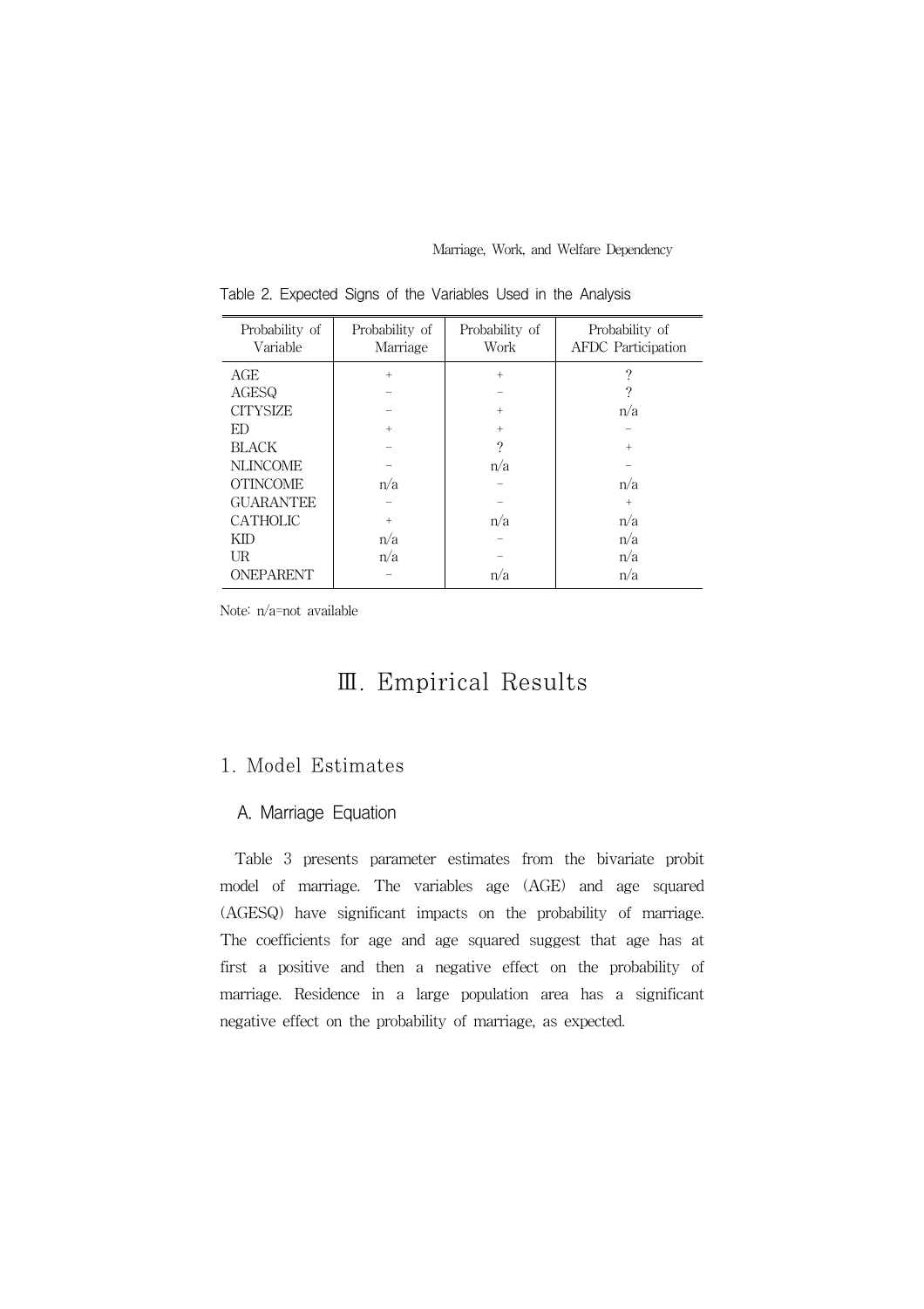Table 2. Expected Signs of the Variables Used in the Analysis

| Probability of Variable | Probability of Marriage | Probability of Work | Probability of AFDC Participation |
|---|---|---|---|
| AGE | + | + | ? |
| AGESQ | − | − | ? |
| CITYSIZE | − | + | n/a |
| ED | + | + | − |
| BLACK | − | ? | + |
| NLINCOME | − | n/a | − |
| OTINCOME | n/a | − | n/a |
| GUARANTEE | − | − | + |
| CATHOLIC | + | n/a | n/a |
| KID | n/a | − | n/a |
| UR | n/a | − | n/a |
| ONEPARENT | − | n/a | n/a |

Note: n/a=not available

# Ⅲ. Empirical Results

## 1. Model Estimates

### A. Marriage Equation

Table 3 presents parameter estimates from the bivariate probit model of marriage. The variables age (AGE) and age squared (AGESQ) have significant impacts on the probability of marriage. The coefficients for age and age squared suggest that age has at first a positive and then a negative effect on the probability of marriage. Residence in a large population area has a significant negative effect on the probability of marriage, as expected.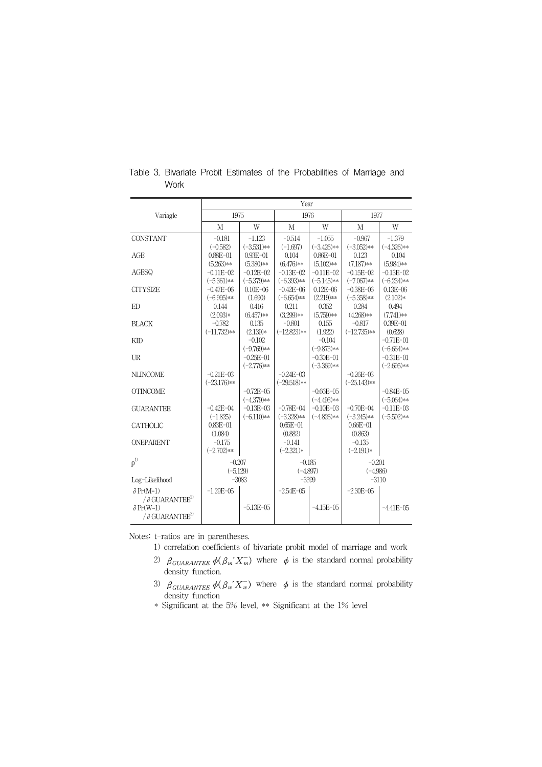Table 3. Bivariate Probit Estimates of the Probabilities of Marriage and Work

| Variagle | Year | | | | | |
|---|---|---|---|---|---|---|
| | 1975 | | 1976 | | 1977 | |
| | M | W | M | W | M | W |
| CONSTANT | −0.181 | −1.123 | −0.514 | −1.055 | −0.967 | −1.379 |
| | (−0.582) | (−3.531)** | (−1.697) | (−3.426)** | (−3.052)** | (−4.326)** |
| AGE | 0.88E−01 | 0.93E−01 | 0.104 | 0.86E−01 | 0.123 | 0.104 |
| | (5.263)** | (5.380)** | (6.476)** | (5.102)** | (7.187)** | (5.984)** |
| AGESQ | −0.11E−02 | −0.12E−02 | −0.13E−02 | −0.11E−02 | −0.15E−02 | −0.13E−02 |
| | (−5.361)** | (−5.379)** | (−6.393)** | (−5.145)** | (−7.067)** | (−6.234)** |
| CITYSIZE | −0.47E−06 | 0.10E−06 | −0.42E−06 | 0.12E−06 | −0.38E−06 | 0.13E−06 |
| | (−6.995)** | (1.690) | (−6.654)** | (2.219)** | (−5.358)** | (2.102)* |
| ED | 0.144 | 0.416 | 0.211 | 0.352 | 0.284 | 0.494 |
| | (2.093)* | (6.457)** | (3.299)** | (5.759)** | (4.268)** | (7.741)** |
| BLACK | −0.782 | 0.135 | −0.801 | 0.155 | −0.817 | 0.39E−01 |
| | (−11.732)** | (2.139)* | (−12.823)** | (1.922) | (−12.735)** | (0.628) |
| KID | | −0.102 | | −0.104 | | −0.71E−01 |
| | | (−9.769)** | | (−9.873)** | | (−6.664)** |
| UR | | −0.25E−01 | | −0.30E−01 | | −0.31E−01 |
| | | (−2.776)** | | (−3.369)** | | (−2.695)** |
| NLINCOME | −0.21E−03 | | −0.24E−03 | | −0.26E−03 | |
| | (−23.176)** | | (−29.518)** | | (−25.143)** | |
| OTINCOME | | −0.72E−05 | | −0.66E−05 | | −0.84E−05 |
| | | (−4.379)** | | (−4.493)** | | (−5.064)** |
| GUARANTEE | −0.42E−04 | −0.13E−03 | −0.78E−04 | −0.10E−03 | −0.70E−04 | −0.11E−03 |
| | (−1.825) | (−6.110)** | (−3.328)** | (−4.826)** | (−3.245)** | (−5.592)** |
| CATHOLIC | 0.83E−01 | | 0.65E−01 | | 0.66E−01 | |
| | (1.084) | | (0.882) | | (0.863) | |
| ONEPARENT | −0.175 | | −0.141 | | −0.135 | |
| | (−2.702)** | | (−2.321)* | | (−2.191)* | |
| ρ[1] | −0.207 | | −0.185 | | −0.201 | |
| | (−5.129) | | (−4.897) | | (−4.986) | |
| Log-Likelihood | −3083 | | −3399 | | −3110 | |
| ∂Pr(M=1) / ∂GUARANTEE[2] | −1.29E−05 | | −2.54E−05 | | −2.30E−05 | |
| ∂Pr(W=1) / ∂GUARANTEE[3] | | −5.13E−05 | | −4.15E−05 | | −4.41E−05 |

Notes: t-ratios are in parentheses.

1) correlation coefficients of bivariate probit model of marriage and work

2) $\beta_{GUARANTEE}\ \phi(\beta_m{}'\bar{X}_m)$ where $\phi$ is the standard normal probability density function.

3) $\beta_{GUARANTEE}\ \phi(\beta_w{}'\bar{X}_w)$ where $\phi$ is the standard normal probability density function

\* Significant at the 5% level, ** Significant at the 1% level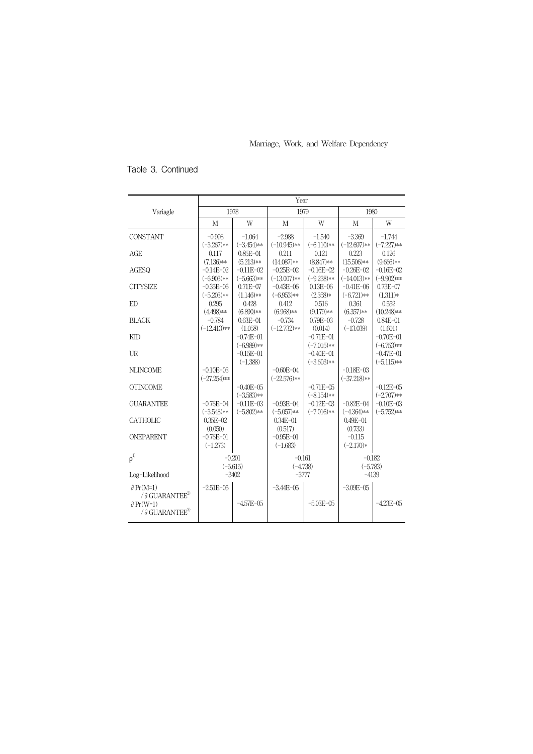Table 3. Continued

| Variagle | Year | | | | | |
|---|---|---|---|---|---|---|
| | 1978 | | 1979 | | 1980 | |
| | M | W | M | W | M | W |
| CONSTANT | −0.998 | −1.064 | −2.988 | −1.540 | −3.369 | −1.744 |
| | (−3.267)** | (−3.454)** | (−10.945)** | (−6.110)** | (−12.697)** | (−7.227)** |
| AGE | 0.117 | 0.85E−01 | 0.211 | 0.121 | 0.223 | 0.126 |
| | (7.136)** | (5.213)** | (14.087)** | (8.847)** | (15.506)** | (9.666)** |
| AGESQ | −0.14E−02 | −0.11E−02 | −0.25E−02 | −0.16E−02 | −0.26E−02 | −0.16E−02 |
| | (−6.903)** | (−5.663)** | (−13.007)** | (−9.238)** | (−14.013)** | (−9.902)** |
| CITYSIZE | −0.35E−06 | 0.71E−07 | −0.43E−06 | 0.13E−06 | −0.41E−06 | 0.73E−07 |
| | (−5.203)** | (1.146)** | (−6.953)** | (2.358)* | (−6.721)** | (1.311)* |
| ED | 0.295 | 0.428 | 0.412 | 0.516 | 0.361 | 0.552 |
| | (4.498)** | (6.890)** | (6.968)** | (9.179)** | (6.357)** | (10.248)** |
| BLACK | −0.784 | 0.63E−01 | −0.734 | 0.79E−03 | −0.728 | 0.84E−01 |
| | (−12.413)** | (1.058) | (−12.732)** | (0.014) | (−13.039) | (1.601) |
| KID | | −0.74E−01 | | −0.71E−01 | | −0.70E−01 |
| | | (−6.989)** | | (−7.015)** | | (−6.753)** |
| UR | | −0.15E−01 | | −0.40E−01 | | −0.47E−01 |
| | | (−1.388) | | (−3.603)** | | (−5.115)** |
| NLINCOME | −0.10E−03 | | −0.60E−04 | | −0.18E−03 | |
| | (−27.254)** | | (−22.576)** | | (−37.218)** | |
| OTINCOME | | −0.40E−05 | | −0.71E−05 | | −0.12E−05 |
| | | (−3.583)** | | (−8.154)** | | (−2.707)** |
| GUARANTEE | −0.76E−04 | −0.11E−03 | −0.93E−04 | −0.12E−03 | −0.82E−04 | −0.10E−03 |
| | (−3.548)** | (−5.802)** | (−5.057)** | (−7.016)** | (−4.364)** | (−5.752)** |
| CATHOLIC | 0.35E−02 | | 0.34E−01 | | 0.49E−01 | |
| | (0.050) | | (0.517) | | (0.733) | |
| ONEPARENT | −0.76E−01 | | −0.95E−01 | | −0.115 | |
| | (−1.273) | | (−1.683) | | (−2.170)* | |
| $\rho$[1] | −0.201 | | −0.161 | | −0.182 | |
| | (−5.615) | | (−4.738) | | (−5.783) | |
| Log-Likelihood | −3402 | | −3777 | | −4139 | |
| $\partial$ Pr(M=1) / $\partial$ GUARANTEE[2] | −2.51E−05 | | −3.44E−05 | | −3.09E−05 | |
| $\partial$ Pr(W=1) / $\partial$ GUARANTEE[3] | | −4.57E−05 | | −5.03E−05 | | −4.23E−05 |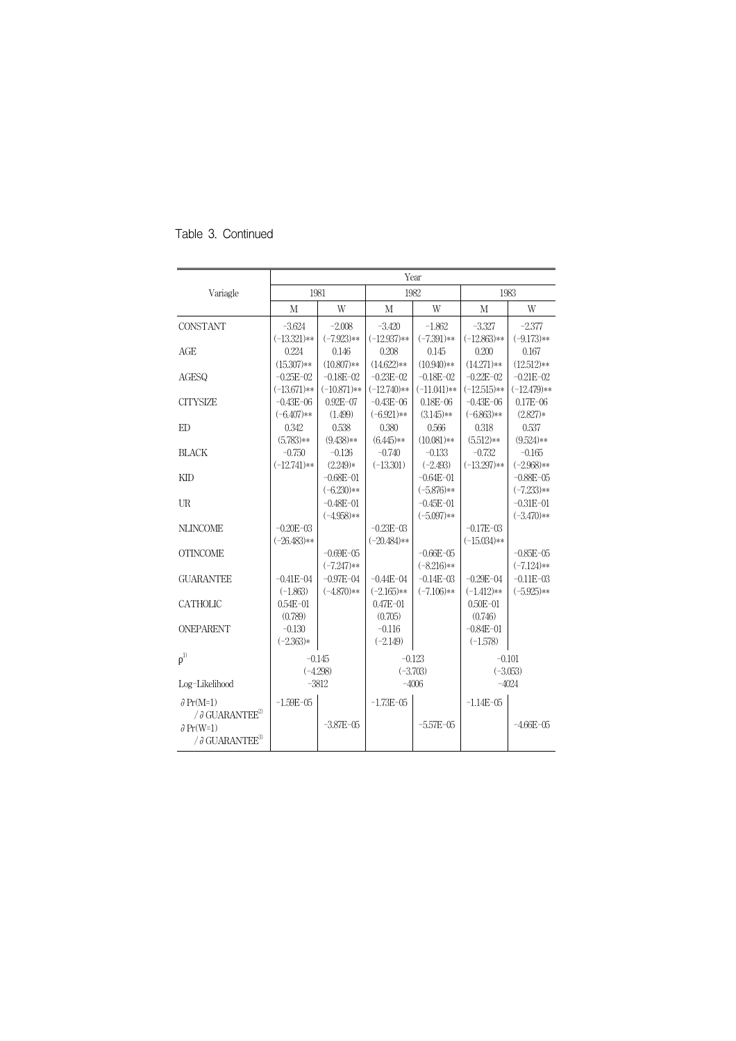Table 3. Continued

| Variagle | Year | | | | | |
|---|---|---|---|---|---|---|
| | 1981 | | 1982 | | 1983 | |
| | M | W | M | W | M | W |
| CONSTANT | −3.624 | −2.008 | −3.420 | −1.862 | −3.327 | −2.377 |
| | (−13.321)** | (−7.923)** | (−12.937)** | (−7.391)** | (−12.863)** | (−9.173)** |
| AGE | 0.224 | 0.146 | 0.208 | 0.145 | 0.200 | 0.167 |
| | (15.307)** | (10.807)** | (14.622)** | (10.940)** | (14.271)** | (12.512)** |
| AGESQ | −0.25E−02 | −0.18E−02 | −0.23E−02 | −0.18E−02 | −0.22E−02 | −0.21E−02 |
| | (−13.671)** | (−10.871)** | (−12.740)** | (−11.041)** | (−12.515)** | (−12.479)** |
| CITYSIZE | −0.43E−06 | 0.92E−07 | −0.43E−06 | 0.18E−06 | −0.43E−06 | 0.17E−06 |
| | (−6.407)** | (1.499) | (−6.921)** | (3.145)** | (−6.863)** | (2.827)* |
| ED | 0.342 | 0.538 | 0.380 | 0.566 | 0.318 | 0.537 |
| | (5.783)** | (9.438)** | (6.445)** | (10.081)** | (5.512)** | (9.524)** |
| BLACK | −0.750 | −0.126 | −0.740 | −0.133 | −0.732 | −0.165 |
| | (−12.741)** | (2.249)* | (−13.301) | (−2.493) | (−13.297)** | (−2.968)** |
| KID | | −0.68E−01 | | −0.64E−01 | | −0.88E−05 |
| | | (−6.230)** | | (−5.876)** | | (−7.233)** |
| UR | | −0.48E−01 | | −0.45E−01 | | −0.31E−01 |
| | | (−4.958)** | | (−5.097)** | | (−3.470)** |
| NLINCOME | −0.20E−03 | | −0.23E−03 | | −0.17E−03 | |
| | (−26.483)** | | (−20.484)** | | (−15.034)** | |
| OTINCOME | | −0.69E−05 | | −0.66E−05 | | −0.85E−05 |
| | | (−7.247)** | | (−8.216)** | | (−7.124)** |
| GUARANTEE | −0.41E−04 | −0.97E−04 | −0.44E−04 | −0.14E−03 | −0.29E−04 | −0.11E−03 |
| | (−1.863) | (−4.870)** | (−2.165)** | (−7.106)** | (−1.412)** | (−5.925)** |
| CATHOLIC | 0.54E−01 | | 0.47E−01 | | 0.50E−01 | |
| | (0.789) | | (0.705) | | (0.746) | |
| ONEPARENT | −0.130 | | −0.116 | | −0.84E−01 | |
| | (−2.363)* | | (−2.149) | | (−1.578) | |
| $\rho$[1] | −0.145 | | −0.123 | | −0.101 | |
| | (−4.298) | | (−3.703) | | (−3.053) | |
| Log-Likelihood | −3812 | | −4006 | | −4024 | |
| $\partial \Pr(M=1) / \partial$ GUARANTEE[2] | −1.59E−05 | | −1.73E−05 | | −1.14E−05 | |
| $\partial \Pr(W=1) / \partial$ GUARANTEE[3] | | −3.87E−05 | | −5.57E−05 | | −4.66E−05 |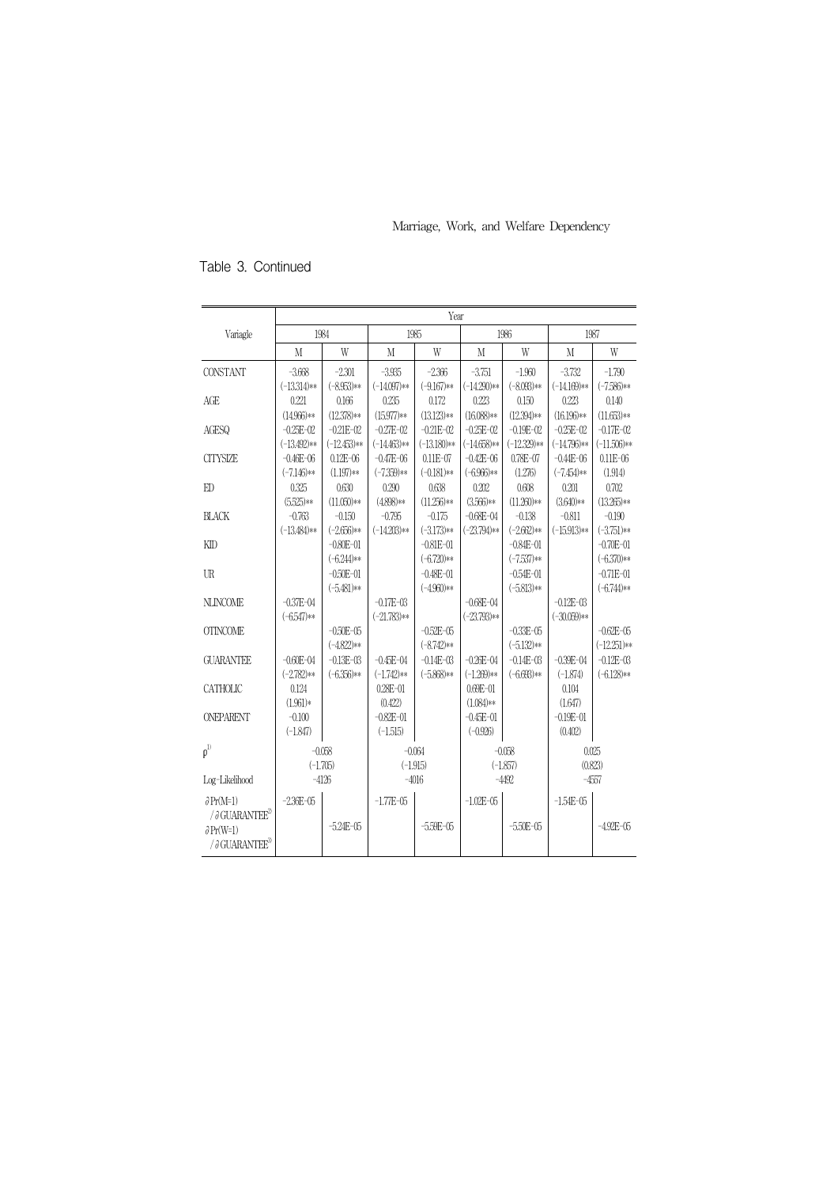Table 3. Continued

| Variagle | Year | | | | | | | |
|---|---|---|---|---|---|---|---|---|
| | 1984 | | 1985 | | 1986 | | 1987 | |
| | M | W | M | W | M | W | M | W |
| CONSTANT | -3.668 | -2.301 | -3.935 | -2.366 | -3.751 | -1.960 | -3.732 | -1.790 |
| | (-13.314)** | (-8.953)** | (-14.097)** | (-9.167)** | (-14.290)** | (-8.093)** | (-14.169)** | (-7.586)** |
| AGE | 0.221 | 0.166 | 0.235 | 0.172 | 0.223 | 0.150 | 0.223 | 0.140 |
| | (14.966)** | (12.378)** | (15.977)** | (13.123)** | (16.088)** | (12.394)** | (16.196)** | (11.653)** |
| AGESQ | -0.25E-02 | -0.21E-02 | -0.27E-02 | -0.21E-02 | -0.25E-02 | -0.19E-02 | -0.25E-02 | -0.17E-02 |
| | (-13.492)** | (-12.453)** | (-14.463)** | (-13.180)** | (-14.658)** | (-12.329)** | (-14.796)** | (-11.506)** |
| CITYSIZE | -0.46E-06 | 0.12E-06 | -0.47E-06 | 0.11E-07 | -0.42E-06 | 0.78E-07 | -0.44E-06 | 0.11E-06 |
| | (-7.146)** | (1.197)** | (-7.359)** | (-0.181)** | (-6.965)** | (1.276) | (-7.454)** | (1.914) |
| ED | 0.325 | 0.630 | 0.290 | 0.638 | 0.202 | 0.608 | 0.201 | 0.702 |
| | (5.525)** | (11.050)** | (4.898)** | (11.256)** | (3.566)** | (11.260)** | (3.640)** | (13.265)** |
| BLACK | -0.763 | -0.150 | -0.795 | -0.175 | -0.68E-04 | -0.138 | -0.811 | -0.190 |
| | (-13.484)** | (-2.656)** | (-14.203)** | (-3.173)** | (-23.794)** | (-2.662)** | (-15.913)** | (-3.751)** |
| KID | | -0.80E-01 | | -0.81E-01 | | -0.84E-01 | | -0.70E-01 |
| | | (-6.244)** | | (-6.720)** | | (-7.537)** | | (-6.370)** |
| UR | | -0.50E-01 | | -0.48E-01 | | -0.54E-01 | | -0.71E-01 |
| | | (-5.481)** | | (-4.960)** | | (-5.813)** | | (-6.744)** |
| NLINCOME | -0.37E-04 | | -0.17E-03 | | -0.68E-04 | | -0.12E-03 | |
| | (-6.547)** | | (-21.783)** | | (-23.793)** | | (-30.059)** | |
| OTINCOME | | -0.50E-05 | | -0.52E-05 | | -0.33E-05 | | -0.62E-05 |
| | | (-4.822)** | | (-8.742)** | | (-5.132)** | | (-12.251)** |
| GUARANTEE | -0.60E-04 | -0.13E-03 | -0.45E-04 | -0.14E-03 | -0.26E-04 | -0.14E-03 | -0.39E-04 | -0.12E-03 |
| | (-2.782)** | (-6.356)** | (-1.742)** | (-5.868)** | (-1.269)** | (-6.693)** | (-1.874) | (-6.128)** |
| CATHOLIC | 0.124 | | 0.28E-01 | | 0.69E-01 | | 0.104 | |
| | (1.961)* | | (0.422) | | (1.084)** | | (1.647) | |
| ONEPARENT | -0.100 | | -0.82E-01 | | -0.45E-01 | | -0.19E-01 | |
| | (-1.847) | | (-1.515) | | (-0.926) | | (0.402) | |
| $\rho^{1)}$ | -0.058 | | -0.064 | | -0.058 | | 0.025 | |
| | (-1.705) | | (-1.915) | | (-1.857) | | (0.823) | |
| Log-Likelihood | -4126 | | -4016 | | -4492 | | -4557 | |
| $\partial Pr(M=1) / \partial GUARANTEE^{2)}$ | -2.36E-05 | | -1.77E-05 | | -1.02E-05 | | -1.54E-05 | |
| $\partial Pr(W=1) / \partial GUARANTEE^{3)}$ | | -5.24E-05 | | -5.59E-05 | | -5.50E-05 | | -4.92E-05 |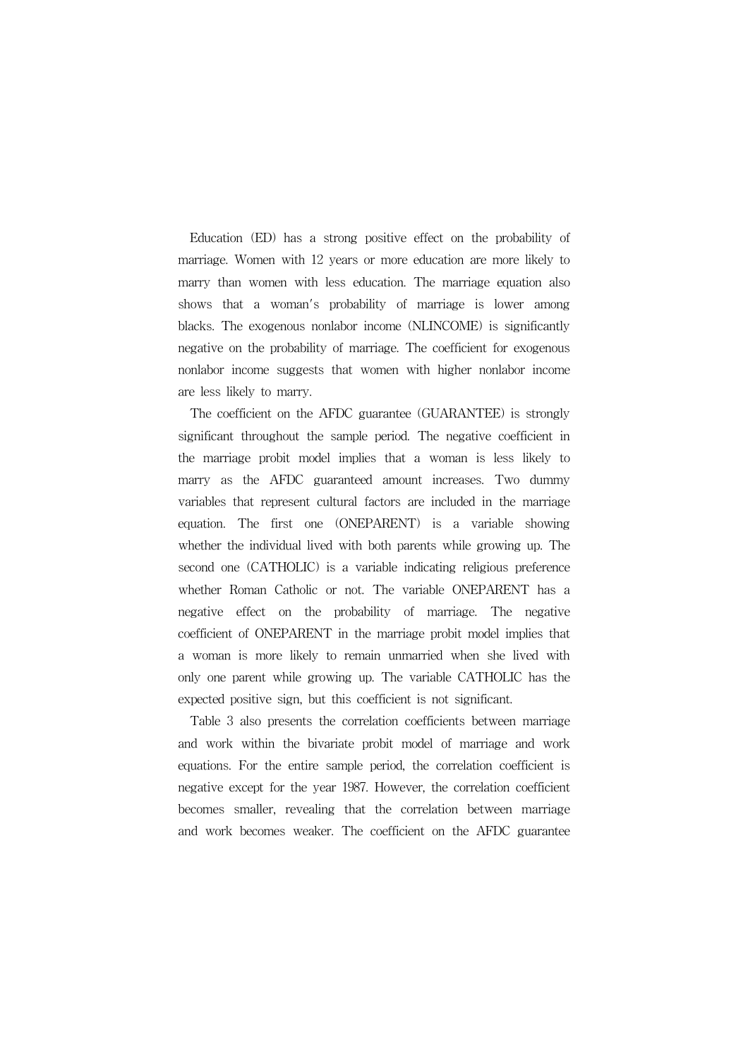Education (ED) has a strong positive effect on the probability of marriage. Women with 12 years or more education are more likely to marry than women with less education. The marriage equation also shows that a woman's probability of marriage is lower among blacks. The exogenous nonlabor income (NLINCOME) is significantly negative on the probability of marriage. The coefficient for exogenous nonlabor income suggests that women with higher nonlabor income are less likely to marry.

The coefficient on the AFDC guarantee (GUARANTEE) is strongly significant throughout the sample period. The negative coefficient in the marriage probit model implies that a woman is less likely to marry as the AFDC guaranteed amount increases. Two dummy variables that represent cultural factors are included in the marriage equation. The first one (ONEPARENT) is a variable showing whether the individual lived with both parents while growing up. The second one (CATHOLIC) is a variable indicating religious preference whether Roman Catholic or not. The variable ONEPARENT has a negative effect on the probability of marriage. The negative coefficient of ONEPARENT in the marriage probit model implies that a woman is more likely to remain unmarried when she lived with only one parent while growing up. The variable CATHOLIC has the expected positive sign, but this coefficient is not significant.

Table 3 also presents the correlation coefficients between marriage and work within the bivariate probit model of marriage and work equations. For the entire sample period, the correlation coefficient is negative except for the year 1987. However, the correlation coefficient becomes smaller, revealing that the correlation between marriage and work becomes weaker. The coefficient on the AFDC guarantee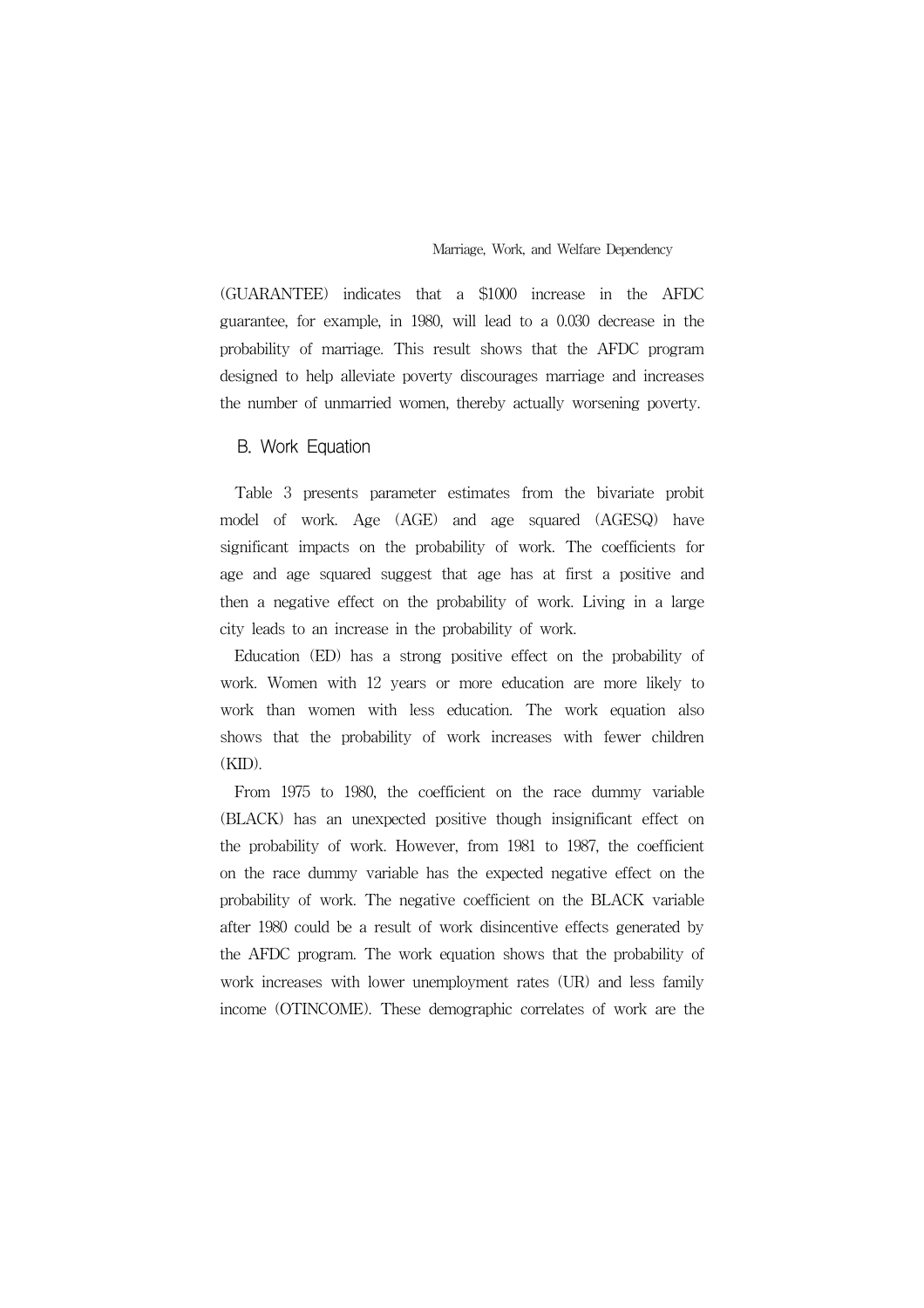(GUARANTEE) indicates that a $1000 increase in the AFDC guarantee, for example, in 1980, will lead to a 0.030 decrease in the probability of marriage. This result shows that the AFDC program designed to help alleviate poverty discourages marriage and increases the number of unmarried women, thereby actually worsening poverty.

## B. Work Equation

Table 3 presents parameter estimates from the bivariate probit model of work. Age (AGE) and age squared (AGESQ) have significant impacts on the probability of work. The coefficients for age and age squared suggest that age has at first a positive and then a negative effect on the probability of work. Living in a large city leads to an increase in the probability of work.

Education (ED) has a strong positive effect on the probability of work. Women with 12 years or more education are more likely to work than women with less education. The work equation also shows that the probability of work increases with fewer children (KID).

From 1975 to 1980, the coefficient on the race dummy variable (BLACK) has an unexpected positive though insignificant effect on the probability of work. However, from 1981 to 1987, the coefficient on the race dummy variable has the expected negative effect on the probability of work. The negative coefficient on the BLACK variable after 1980 could be a result of work disincentive effects generated by the AFDC program. The work equation shows that the probability of work increases with lower unemployment rates (UR) and less family income (OTINCOME). These demographic correlates of work are the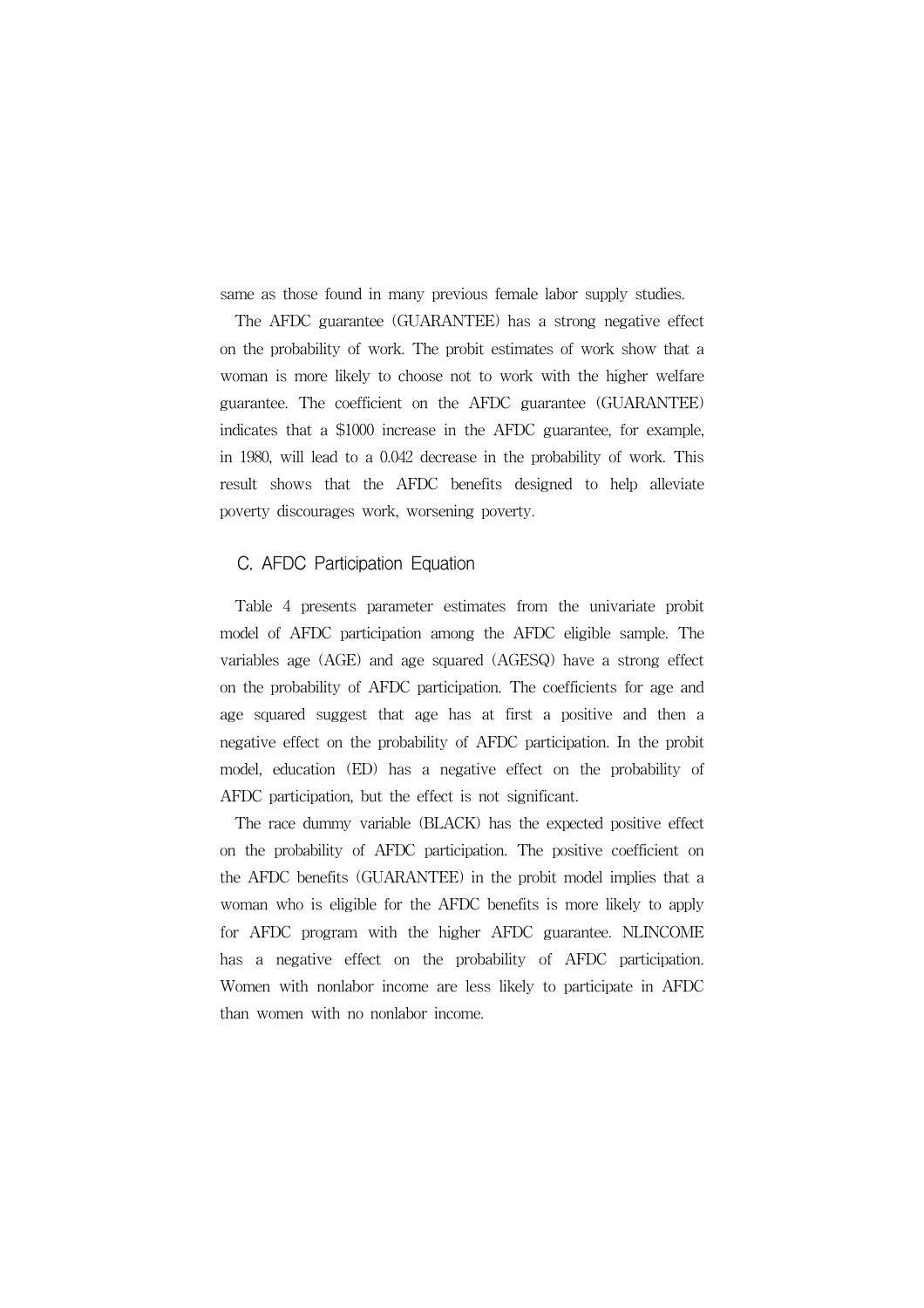same as those found in many previous female labor supply studies.

The AFDC guarantee (GUARANTEE) has a strong negative effect on the probability of work. The probit estimates of work show that a woman is more likely to choose not to work with the higher welfare guarantee. The coefficient on the AFDC guarantee (GUARANTEE) indicates that a $1000 increase in the AFDC guarantee, for example, in 1980, will lead to a 0.042 decrease in the probability of work. This result shows that the AFDC benefits designed to help alleviate poverty discourages work, worsening poverty.

### C. AFDC Participation Equation

Table 4 presents parameter estimates from the univariate probit model of AFDC participation among the AFDC eligible sample. The variables age (AGE) and age squared (AGESQ) have a strong effect on the probability of AFDC participation. The coefficients for age and age squared suggest that age has at first a positive and then a negative effect on the probability of AFDC participation. In the probit model, education (ED) has a negative effect on the probability of AFDC participation, but the effect is not significant.

The race dummy variable (BLACK) has the expected positive effect on the probability of AFDC participation. The positive coefficient on the AFDC benefits (GUARANTEE) in the probit model implies that a woman who is eligible for the AFDC benefits is more likely to apply for AFDC program with the higher AFDC guarantee. NLINCOME has a negative effect on the probability of AFDC participation. Women with nonlabor income are less likely to participate in AFDC than women with no nonlabor income.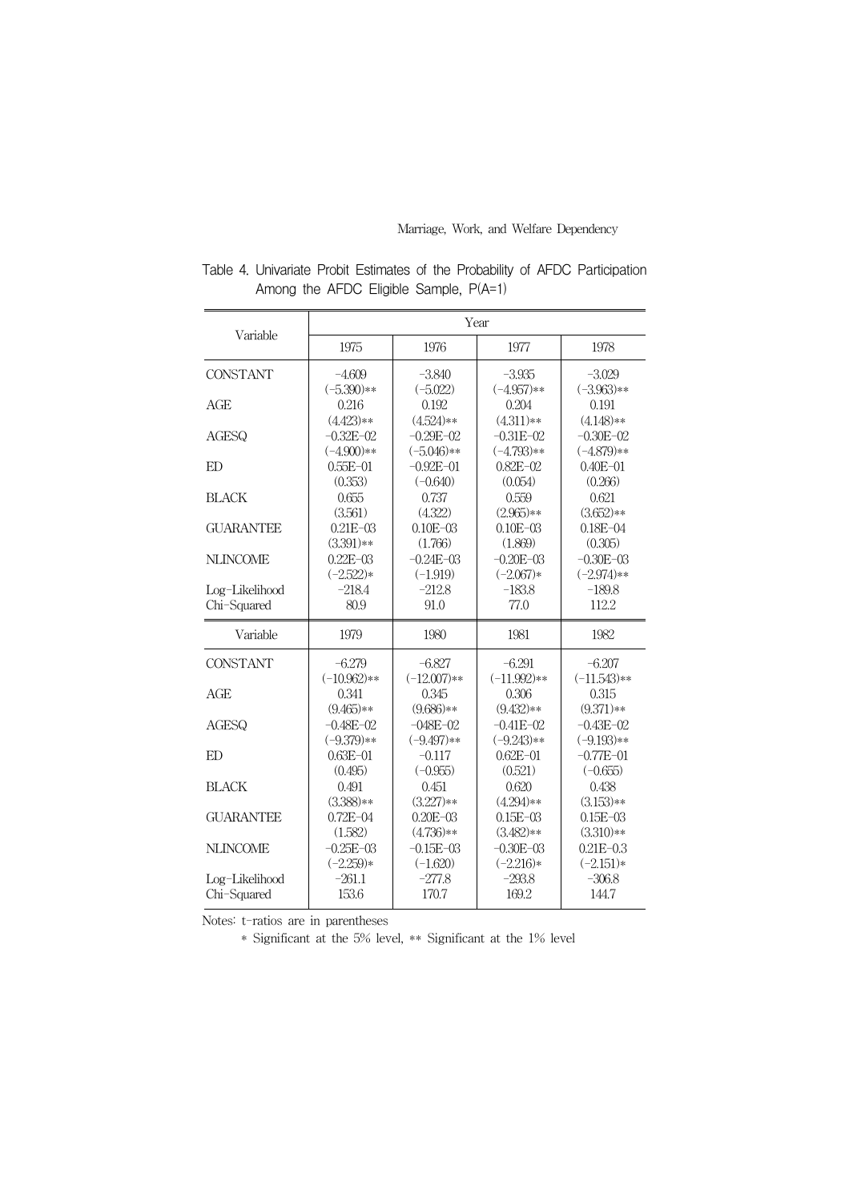Table 4. Univariate Probit Estimates of the Probability of AFDC Participation Among the AFDC Eligible Sample, P(A=1)

| Variable | Year | | | |
|---|---|---|---|---|
| | 1975 | 1976 | 1977 | 1978 |
| CONSTANT | −4.609 | −3.840 | −3.935 | −3.029 |
| | (−5.390)** | (−5.022) | (−4.957)** | (−3.963)** |
| AGE | 0.216 | 0.192 | 0.204 | 0.191 |
| | (4.423)** | (4.524)** | (4.311)** | (4.148)** |
| AGESQ | −0.32E−02 | −0.29E−02 | −0.31E−02 | −0.30E−02 |
| | (−4.900)** | (−5.046)** | (−4.793)** | (−4.879)** |
| ED | 0.55E−01 | −0.92E−01 | 0.82E−02 | 0.40E−01 |
| | (0.353) | (−0.640) | (0.054) | (0.266) |
| BLACK | 0.655 | 0.737 | 0.559 | 0.621 |
| | (3.561) | (4.322) | (2.965)** | (3.652)** |
| GUARANTEE | 0.21E−03 | 0.10E−03 | 0.10E−03 | 0.18E−04 |
| | (3.391)** | (1.766) | (1.869) | (0.305) |
| NLINCOME | 0.22E−03 | −0.24E−03 | −0.20E−03 | −0.30E−03 |
| | (−2.522)* | (−1.919) | (−2.067)* | (−2.974)** |
| Log-Likelihood | −218.4 | −212.8 | −183.8 | −189.8 |
| Chi-Squared | 80.9 | 91.0 | 77.0 | 112.2 |

| Variable | 1979 | 1980 | 1981 | 1982 |
|---|---|---|---|---|
| CONSTANT | −6.279 | −6.827 | −6.291 | −6.207 |
| | (−10.962)** | (−12.007)** | (−11.992)** | (−11.543)** |
| AGE | 0.341 | 0.345 | 0.306 | 0.315 |
| | (9.465)** | (9.686)** | (9.432)** | (9.371)** |
| AGESQ | −0.48E−02 | −048E−02 | −0.41E−02 | −0.43E−02 |
| | (−9.379)** | (−9.497)** | (−9.243)** | (−9.193)** |
| ED | 0.63E−01 | −0.117 | 0.62E−01 | −0.77E−01 |
| | (0.495) | (−0.955) | (0.521) | (−0.655) |
| BLACK | 0.491 | 0.451 | 0.620 | 0.438 |
| | (3.388)** | (3.227)** | (4.294)** | (3.153)** |
| GUARANTEE | 0.72E−04 | 0.20E−03 | 0.15E−03 | 0.15E−03 |
| | (1.582) | (4.736)** | (3.482)** | (3.310)** |
| NLINCOME | −0.25E−03 | −0.15E−03 | −0.30E−03 | 0.21E−0.3 |
| | (−2.259)* | (−1.620) | (−2.216)* | (−2.151)* |
| Log-Likelihood | −261.1 | −277.8 | −293.8 | −306.8 |
| Chi-Squared | 153.6 | 170.7 | 169.2 | 144.7 |

Notes: t-ratios are in parentheses

\* Significant at the 5% level, ** Significant at the 1% level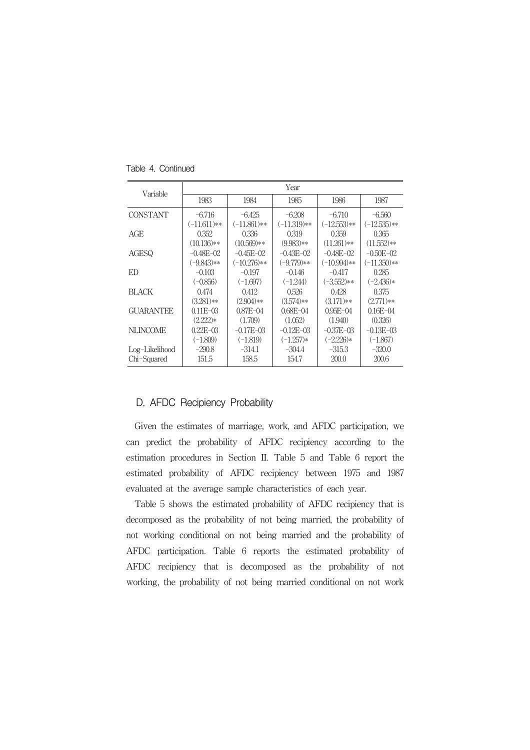Table 4. Continued

| Variable | Year | | | | |
|---|---|---|---|---|---|
| | 1983 | 1984 | 1985 | 1986 | 1987 |
| CONSTANT | −6.716 | −6.425 | −6.208 | −6.710 | −6.560 |
| | (−11.611)** | (−11.861)** | (−11.319)** | (−12.553)** | (−12.535)** |
| AGE | 0.352 | 0.336 | 0.319 | 0.359 | 0.365 |
| | (10.136)** | (10.569)** | (9.983)** | (11.261)** | (11.552)** |
| AGESQ | −0.48E−02 | −0.45E−02 | −0.43E−02 | −0.48E−02 | −0.50E−02 |
| | (−9.843)** | (−10.276)** | (−9.779)** | (−10.994)** | (−11.350)** |
| ED | −0.103 | −0.197 | −0.146 | −0.417 | 0.285 |
| | (−0.856) | (−1.697) | (−1.244) | (−3.552)** | (−2.436)* |
| BLACK | 0.474 | 0.412 | 0.526 | 0.428 | 0.375 |
| | (3.281)** | (2.904)** | (3.574)** | (3.171)** | (2.771)** |
| GUARANTEE | 0.11E−03 | 0.87E−04 | 0.68E−04 | 0.95E−04 | 0.16E−04 |
| | (2.222)* | (1.709) | (1.052) | (1.940) | (0.326) |
| NLINCOME | 0.22E−03 | −0.17E−03 | −0.12E−03 | −0.37E−03 | −0.13E−03 |
| | (−1.809) | (−1.819) | (−1.257)* | (−2.226)* | (−1.867) |
| Log-Likelihood | −290.8 | −314.1 | −304.4 | −315.3 | −320.0 |
| Chi-Squared | 151.5 | 158.5 | 154.7 | 200.0 | 200.6 |

## D. AFDC Recipiency Probability

Given the estimates of marriage, work, and AFDC participation, we can predict the probability of AFDC recipiency according to the estimation procedures in Section II. Table 5 and Table 6 report the estimated probability of AFDC recipiency between 1975 and 1987 evaluated at the average sample characteristics of each year.

Table 5 shows the estimated probability of AFDC recipiency that is decomposed as the probability of not being married, the probability of not working conditional on not being married and the probability of AFDC participation. Table 6 reports the estimated probability of AFDC recipiency that is decomposed as the probability of not working, the probability of not being married conditional on not work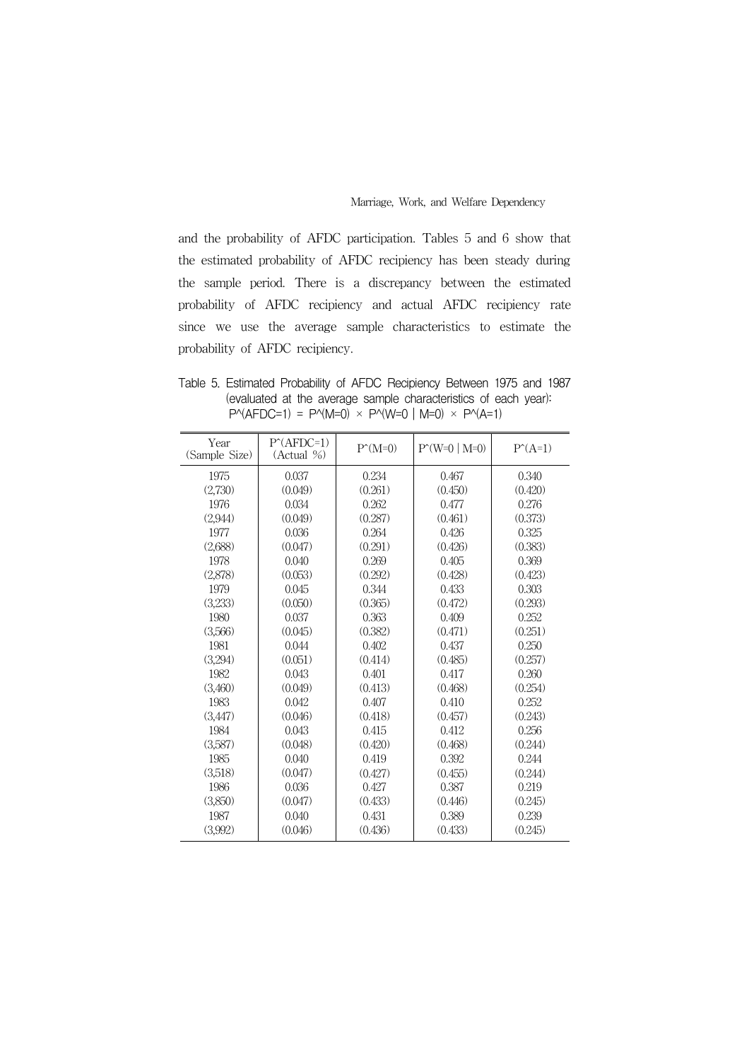and the probability of AFDC participation. Tables 5 and 6 show that the estimated probability of AFDC recipiency has been steady during the sample period. There is a discrepancy between the estimated probability of AFDC recipiency and actual AFDC recipiency rate since we use the average sample characteristics to estimate the probability of AFDC recipiency.

Table 5. Estimated Probability of AFDC Recipiency Between 1975 and 1987 (evaluated at the average sample characteristics of each year): $\hat{P}(AFDC=1) = \hat{P}(M=0) \times \hat{P}(W=0 \mid M=0) \times \hat{P}(A=1)$

| Year (Sample Size) | $\hat{P}(AFDC=1)$ (Actual %) | $\hat{P}(M=0)$ | $\hat{P}(W=0 \mid M=0)$ | $\hat{P}(A=1)$ |
|---|---|---|---|---|
| 1975 | 0.037 | 0.234 | 0.467 | 0.340 |
| (2,730) | (0.049) | (0.261) | (0.450) | (0.420) |
| 1976 | 0.034 | 0.262 | 0.477 | 0.276 |
| (2,944) | (0.049) | (0.287) | (0.461) | (0.373) |
| 1977 | 0.036 | 0.264 | 0.426 | 0.325 |
| (2,688) | (0.047) | (0.291) | (0.426) | (0.383) |
| 1978 | 0.040 | 0.269 | 0.405 | 0.369 |
| (2,878) | (0.053) | (0.292) | (0.428) | (0.423) |
| 1979 | 0.045 | 0.344 | 0.433 | 0.303 |
| (3,233) | (0.050) | (0.365) | (0.472) | (0.293) |
| 1980 | 0.037 | 0.363 | 0.409 | 0.252 |
| (3,566) | (0.045) | (0.382) | (0.471) | (0.251) |
| 1981 | 0.044 | 0.402 | 0.437 | 0.250 |
| (3,294) | (0.051) | (0.414) | (0.485) | (0.257) |
| 1982 | 0.043 | 0.401 | 0.417 | 0.260 |
| (3,460) | (0.049) | (0.413) | (0.468) | (0.254) |
| 1983 | 0.042 | 0.407 | 0.410 | 0.252 |
| (3,447) | (0.046) | (0.418) | (0.457) | (0.243) |
| 1984 | 0.043 | 0.415 | 0.412 | 0.256 |
| (3,587) | (0.048) | (0.420) | (0.468) | (0.244) |
| 1985 | 0.040 | 0.419 | 0.392 | 0.244 |
| (3,518) | (0.047) | (0.427) | (0.455) | (0.244) |
| 1986 | 0.036 | 0.427 | 0.387 | 0.219 |
| (3,850) | (0.047) | (0.433) | (0.446) | (0.245) |
| 1987 | 0.040 | 0.431 | 0.389 | 0.239 |
| (3,992) | (0.046) | (0.436) | (0.433) | (0.245) |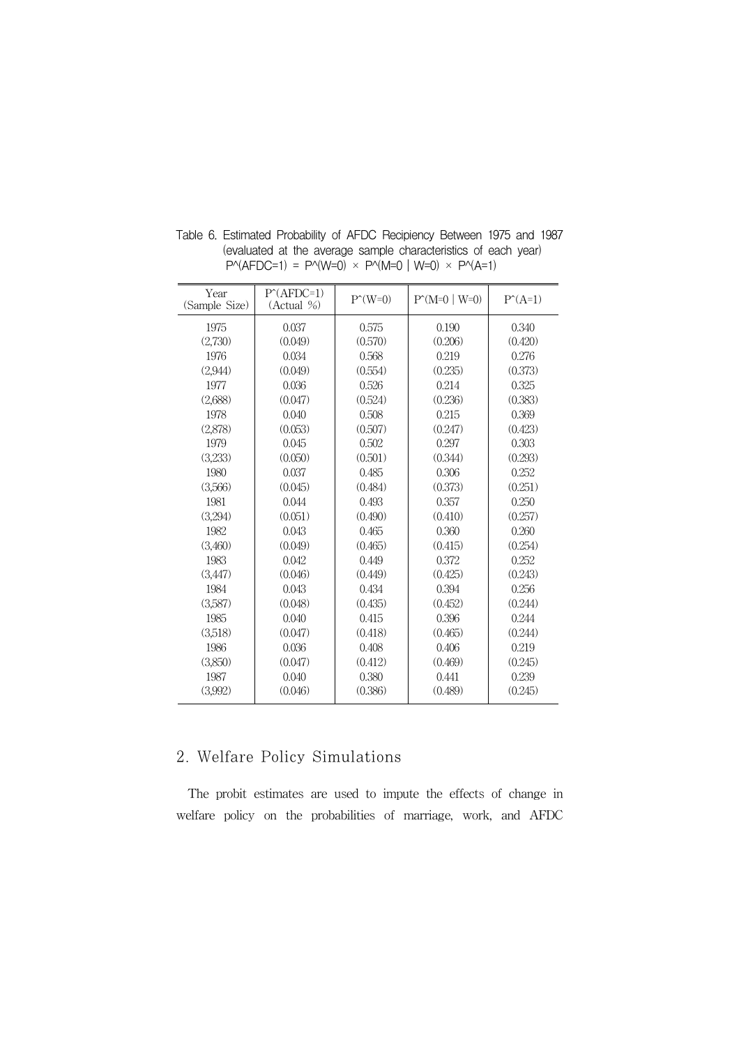Table 6. Estimated Probability of AFDC Recipiency Between 1975 and 1987 (evaluated at the average sample characteristics of each year)
$\hat{P}(AFDC=1) = \hat{P}(W=0) \times \hat{P}(M=0 \mid W=0) \times \hat{P}(A=1)$

| Year (Sample Size) | $\hat{P}(AFDC=1)$ (Actual %) | $\hat{P}(W=0)$ | $\hat{P}(M=0 \mid W=0)$ | $\hat{P}(A=1)$ |
|---|---|---|---|---|
| 1975 | 0.037 | 0.575 | 0.190 | 0.340 |
| (2,730) | (0.049) | (0.570) | (0.206) | (0.420) |
| 1976 | 0.034 | 0.568 | 0.219 | 0.276 |
| (2,944) | (0.049) | (0.554) | (0.235) | (0.373) |
| 1977 | 0.036 | 0.526 | 0.214 | 0.325 |
| (2,688) | (0.047) | (0.524) | (0.236) | (0.383) |
| 1978 | 0.040 | 0.508 | 0.215 | 0.369 |
| (2,878) | (0.053) | (0.507) | (0.247) | (0.423) |
| 1979 | 0.045 | 0.502 | 0.297 | 0.303 |
| (3,233) | (0.050) | (0.501) | (0.344) | (0.293) |
| 1980 | 0.037 | 0.485 | 0.306 | 0.252 |
| (3,566) | (0.045) | (0.484) | (0.373) | (0.251) |
| 1981 | 0.044 | 0.493 | 0.357 | 0.250 |
| (3,294) | (0.051) | (0.490) | (0.410) | (0.257) |
| 1982 | 0.043 | 0.465 | 0.360 | 0.260 |
| (3,460) | (0.049) | (0.465) | (0.415) | (0.254) |
| 1983 | 0.042 | 0.449 | 0.372 | 0.252 |
| (3,447) | (0.046) | (0.449) | (0.425) | (0.243) |
| 1984 | 0.043 | 0.434 | 0.394 | 0.256 |
| (3,587) | (0.048) | (0.435) | (0.452) | (0.244) |
| 1985 | 0.040 | 0.415 | 0.396 | 0.244 |
| (3,518) | (0.047) | (0.418) | (0.465) | (0.244) |
| 1986 | 0.036 | 0.408 | 0.406 | 0.219 |
| (3,850) | (0.047) | (0.412) | (0.469) | (0.245) |
| 1987 | 0.040 | 0.380 | 0.441 | 0.239 |
| (3,992) | (0.046) | (0.386) | (0.489) | (0.245) |

## 2. Welfare Policy Simulations

The probit estimates are used to impute the effects of change in welfare policy on the probabilities of marriage, work, and AFDC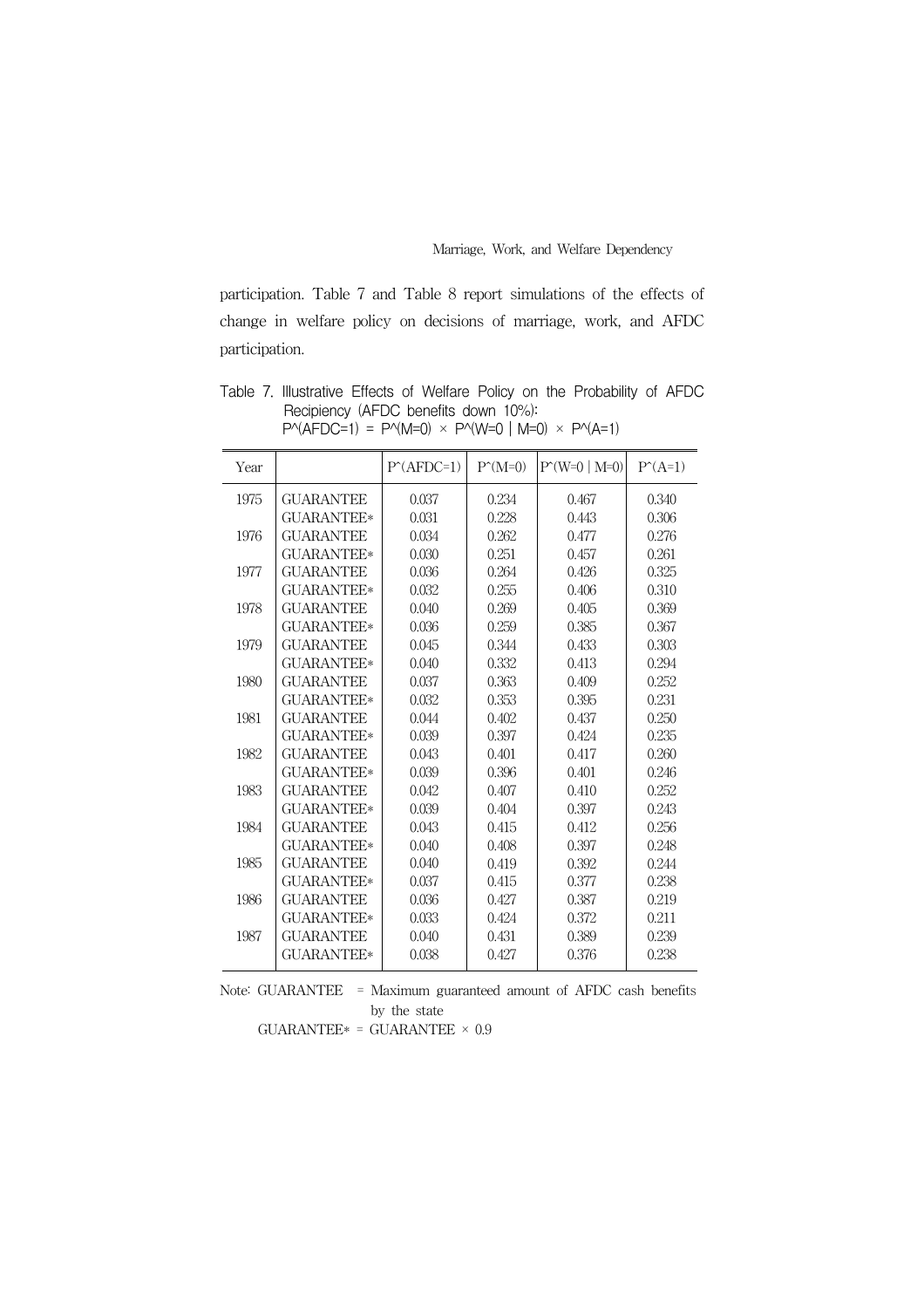participation. Table 7 and Table 8 report simulations of the effects of change in welfare policy on decisions of marriage, work, and AFDC participation.

Table 7. Illustrative Effects of Welfare Policy on the Probability of AFDC Recipiency (AFDC benefits down 10%): $\hat{P}(AFDC=1) = \hat{P}(M=0) \times \hat{P}(W=0 \mid M=0) \times \hat{P}(A=1)$

| Year | | $\hat{P}(AFDC=1)$ | $\hat{P}(M=0)$ | $\hat{P}(W=0 \mid M=0)$ | $\hat{P}(A=1)$ |
|---|---|---|---|---|---|
| 1975 | GUARANTEE | 0.037 | 0.234 | 0.467 | 0.340 |
| | GUARANTEE* | 0.031 | 0.228 | 0.443 | 0.306 |
| 1976 | GUARANTEE | 0.034 | 0.262 | 0.477 | 0.276 |
| | GUARANTEE* | 0.030 | 0.251 | 0.457 | 0.261 |
| 1977 | GUARANTEE | 0.036 | 0.264 | 0.426 | 0.325 |
| | GUARANTEE* | 0.032 | 0.255 | 0.406 | 0.310 |
| 1978 | GUARANTEE | 0.040 | 0.269 | 0.405 | 0.369 |
| | GUARANTEE* | 0.036 | 0.259 | 0.385 | 0.367 |
| 1979 | GUARANTEE | 0.045 | 0.344 | 0.433 | 0.303 |
| | GUARANTEE* | 0.040 | 0.332 | 0.413 | 0.294 |
| 1980 | GUARANTEE | 0.037 | 0.363 | 0.409 | 0.252 |
| | GUARANTEE* | 0.032 | 0.353 | 0.395 | 0.231 |
| 1981 | GUARANTEE | 0.044 | 0.402 | 0.437 | 0.250 |
| | GUARANTEE* | 0.039 | 0.397 | 0.424 | 0.235 |
| 1982 | GUARANTEE | 0.043 | 0.401 | 0.417 | 0.260 |
| | GUARANTEE* | 0.039 | 0.396 | 0.401 | 0.246 |
| 1983 | GUARANTEE | 0.042 | 0.407 | 0.410 | 0.252 |
| | GUARANTEE* | 0.039 | 0.404 | 0.397 | 0.243 |
| 1984 | GUARANTEE | 0.043 | 0.415 | 0.412 | 0.256 |
| | GUARANTEE* | 0.040 | 0.408 | 0.397 | 0.248 |
| 1985 | GUARANTEE | 0.040 | 0.419 | 0.392 | 0.244 |
| | GUARANTEE* | 0.037 | 0.415 | 0.377 | 0.238 |
| 1986 | GUARANTEE | 0.036 | 0.427 | 0.387 | 0.219 |
| | GUARANTEE* | 0.033 | 0.424 | 0.372 | 0.211 |
| 1987 | GUARANTEE | 0.040 | 0.431 | 0.389 | 0.239 |
| | GUARANTEE* | 0.038 | 0.427 | 0.376 | 0.238 |

Note: GUARANTEE = Maximum guaranteed amount of AFDC cash benefits by the state

GUARANTEE* = GUARANTEE × 0.9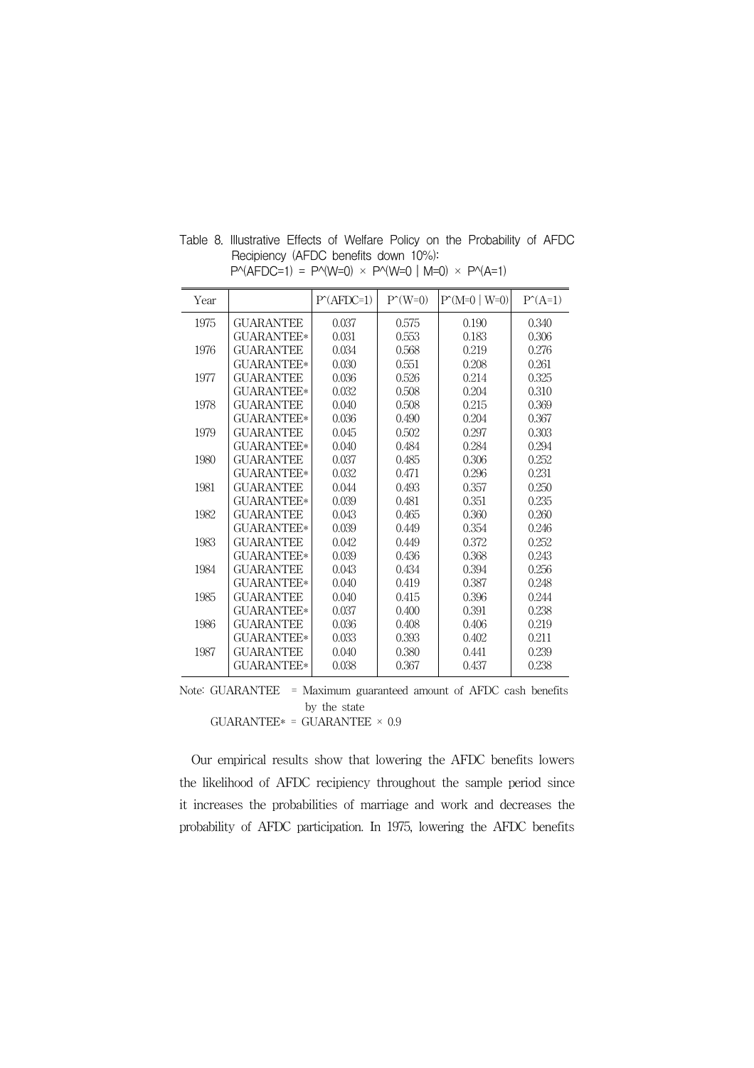Table 8. Illustrative Effects of Welfare Policy on the Probability of AFDC Recipiency (AFDC benefits down 10%): $P\hat{}(AFDC=1) = P\hat{}(W=0) \times P\hat{}(W=0 \mid M=0) \times P\hat{}(A=1)$

| Year | | $\hat{P}(AFDC=1)$ | $\hat{P}(W=0)$ | $\hat{P}(M=0 \mid W=0)$ | $\hat{P}(A=1)$ |
|---|---|---|---|---|---|
| 1975 | GUARANTEE | 0.037 | 0.575 | 0.190 | 0.340 |
| | GUARANTEE* | 0.031 | 0.553 | 0.183 | 0.306 |
| 1976 | GUARANTEE | 0.034 | 0.568 | 0.219 | 0.276 |
| | GUARANTEE* | 0.030 | 0.551 | 0.208 | 0.261 |
| 1977 | GUARANTEE | 0.036 | 0.526 | 0.214 | 0.325 |
| | GUARANTEE* | 0.032 | 0.508 | 0.204 | 0.310 |
| 1978 | GUARANTEE | 0.040 | 0.508 | 0.215 | 0.369 |
| | GUARANTEE* | 0.036 | 0.490 | 0.204 | 0.367 |
| 1979 | GUARANTEE | 0.045 | 0.502 | 0.297 | 0.303 |
| | GUARANTEE* | 0.040 | 0.484 | 0.284 | 0.294 |
| 1980 | GUARANTEE | 0.037 | 0.485 | 0.306 | 0.252 |
| | GUARANTEE* | 0.032 | 0.471 | 0.296 | 0.231 |
| 1981 | GUARANTEE | 0.044 | 0.493 | 0.357 | 0.250 |
| | GUARANTEE* | 0.039 | 0.481 | 0.351 | 0.235 |
| 1982 | GUARANTEE | 0.043 | 0.465 | 0.360 | 0.260 |
| | GUARANTEE* | 0.039 | 0.449 | 0.354 | 0.246 |
| 1983 | GUARANTEE | 0.042 | 0.449 | 0.372 | 0.252 |
| | GUARANTEE* | 0.039 | 0.436 | 0.368 | 0.243 |
| 1984 | GUARANTEE | 0.043 | 0.434 | 0.394 | 0.256 |
| | GUARANTEE* | 0.040 | 0.419 | 0.387 | 0.248 |
| 1985 | GUARANTEE | 0.040 | 0.415 | 0.396 | 0.244 |
| | GUARANTEE* | 0.037 | 0.400 | 0.391 | 0.238 |
| 1986 | GUARANTEE | 0.036 | 0.408 | 0.406 | 0.219 |
| | GUARANTEE* | 0.033 | 0.393 | 0.402 | 0.211 |
| 1987 | GUARANTEE | 0.040 | 0.380 | 0.441 | 0.239 |
| | GUARANTEE* | 0.038 | 0.367 | 0.437 | 0.238 |

Note: GUARANTEE = Maximum guaranteed amount of AFDC cash benefits by the state
GUARANTEE* = GUARANTEE × 0.9

Our empirical results show that lowering the AFDC benefits lowers the likelihood of AFDC recipiency throughout the sample period since it increases the probabilities of marriage and work and decreases the probability of AFDC participation. In 1975, lowering the AFDC benefits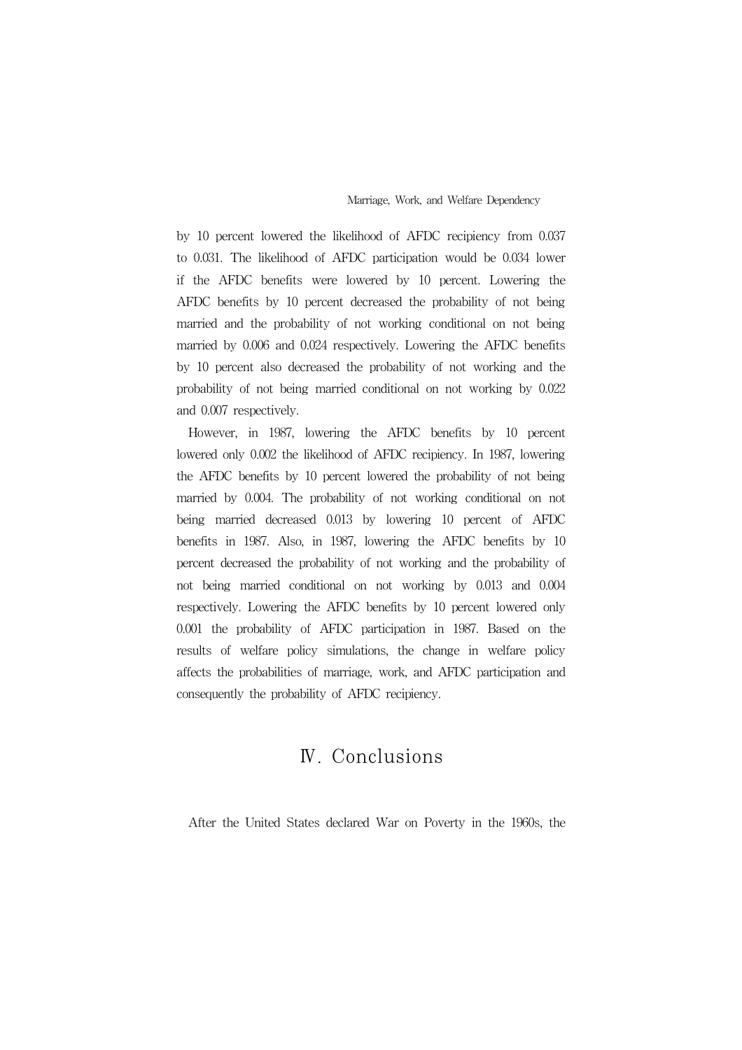by 10 percent lowered the likelihood of AFDC recipiency from 0.037 to 0.031. The likelihood of AFDC participation would be 0.034 lower if the AFDC benefits were lowered by 10 percent. Lowering the AFDC benefits by 10 percent decreased the probability of not being married and the probability of not working conditional on not being married by 0.006 and 0.024 respectively. Lowering the AFDC benefits by 10 percent also decreased the probability of not working and the probability of not being married conditional on not working by 0.022 and 0.007 respectively.

However, in 1987, lowering the AFDC benefits by 10 percent lowered only 0.002 the likelihood of AFDC recipiency. In 1987, lowering the AFDC benefits by 10 percent lowered the probability of not being married by 0.004. The probability of not working conditional on not being married decreased 0.013 by lowering 10 percent of AFDC benefits in 1987. Also, in 1987, lowering the AFDC benefits by 10 percent decreased the probability of not working and the probability of not being married conditional on not working by 0.013 and 0.004 respectively. Lowering the AFDC benefits by 10 percent lowered only 0.001 the probability of AFDC participation in 1987. Based on the results of welfare policy simulations, the change in welfare policy affects the probabilities of marriage, work, and AFDC participation and consequently the probability of AFDC recipiency.

# Ⅳ. Conclusions

After the United States declared War on Poverty in the 1960s, the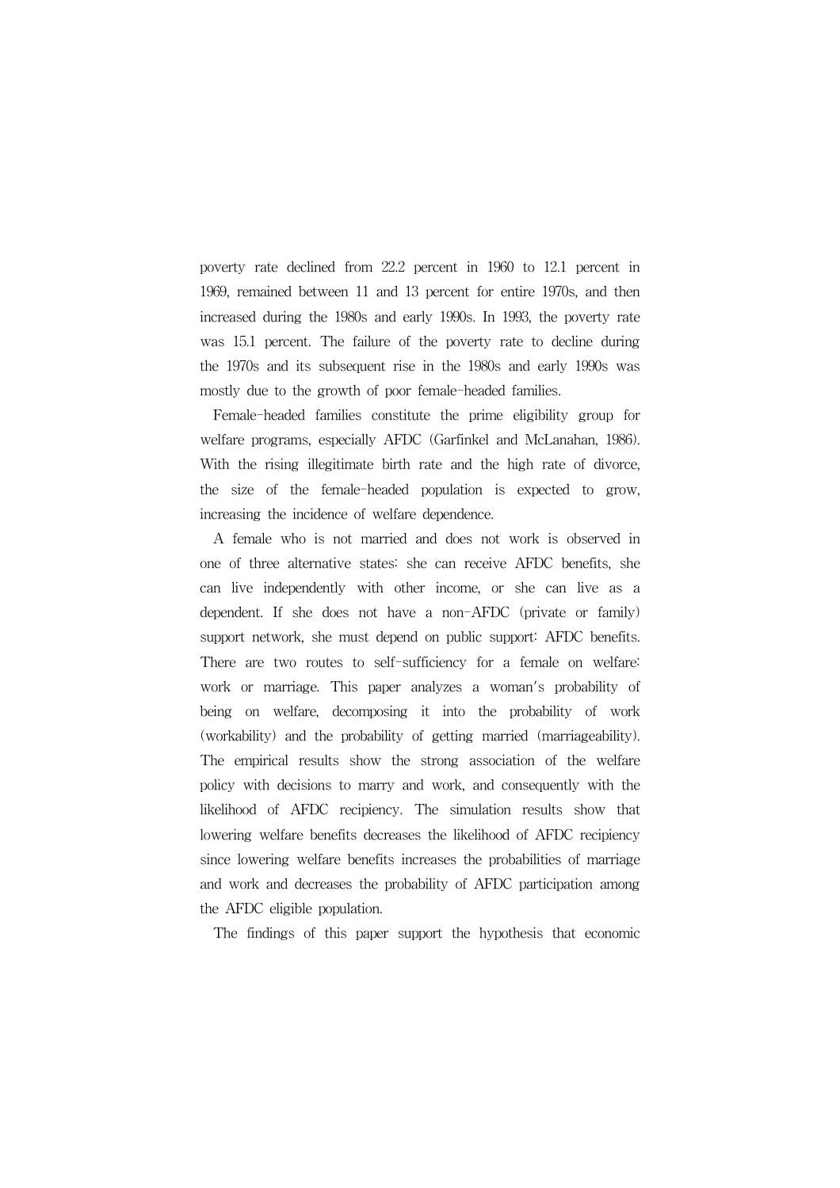poverty rate declined from 22.2 percent in 1960 to 12.1 percent in 1969, remained between 11 and 13 percent for entire 1970s, and then increased during the 1980s and early 1990s. In 1993, the poverty rate was 15.1 percent. The failure of the poverty rate to decline during the 1970s and its subsequent rise in the 1980s and early 1990s was mostly due to the growth of poor female-headed families.

Female-headed families constitute the prime eligibility group for welfare programs, especially AFDC (Garfinkel and McLanahan, 1986). With the rising illegitimate birth rate and the high rate of divorce, the size of the female-headed population is expected to grow, increasing the incidence of welfare dependence.

A female who is not married and does not work is observed in one of three alternative states: she can receive AFDC benefits, she can live independently with other income, or she can live as a dependent. If she does not have a non-AFDC (private or family) support network, she must depend on public support: AFDC benefits. There are two routes to self-sufficiency for a female on welfare: work or marriage. This paper analyzes a woman's probability of being on welfare, decomposing it into the probability of work (workability) and the probability of getting married (marriageability). The empirical results show the strong association of the welfare policy with decisions to marry and work, and consequently with the likelihood of AFDC recipiency. The simulation results show that lowering welfare benefits decreases the likelihood of AFDC recipiency since lowering welfare benefits increases the probabilities of marriage and work and decreases the probability of AFDC participation among the AFDC eligible population.

The findings of this paper support the hypothesis that economic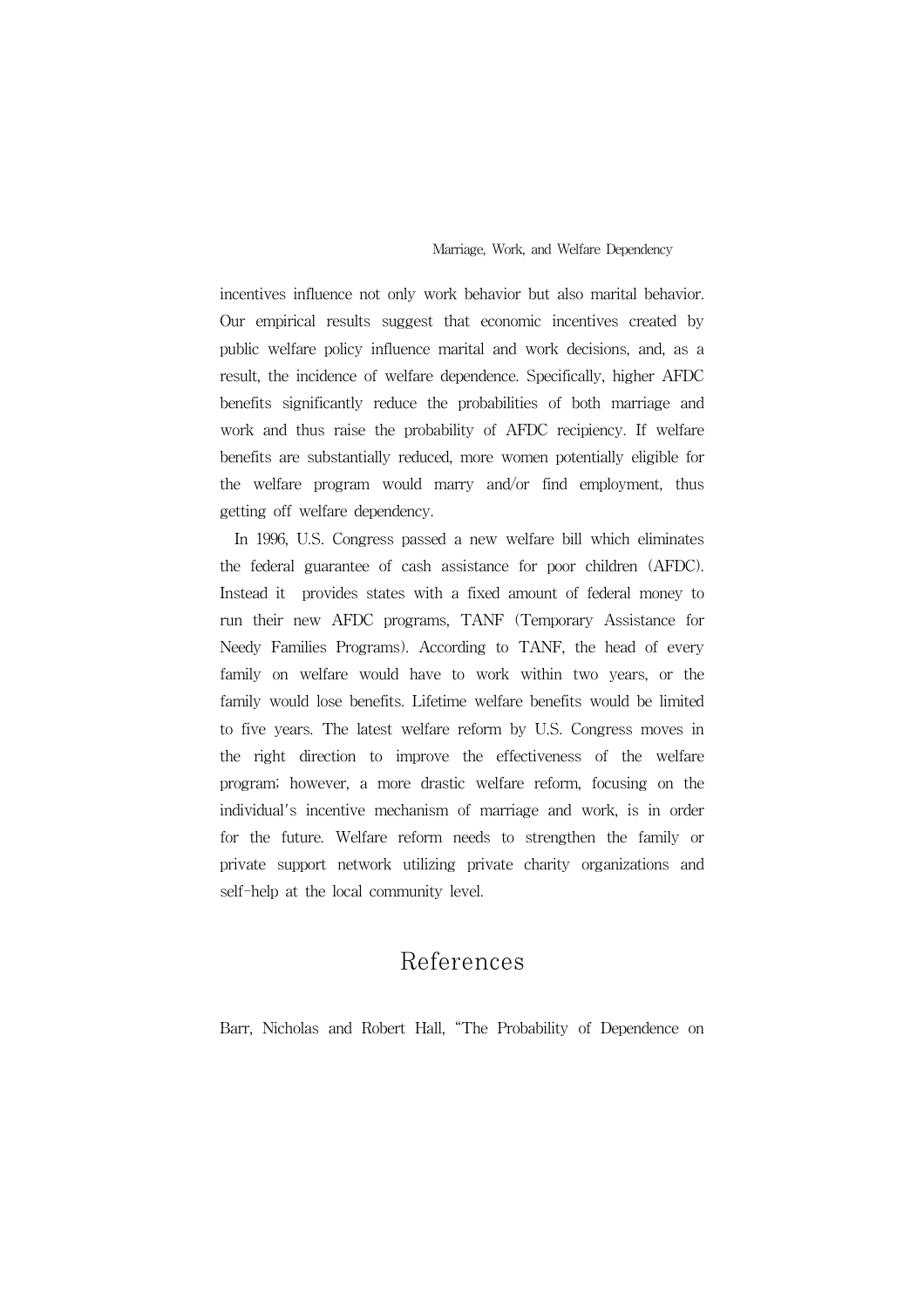incentives influence not only work behavior but also marital behavior. Our empirical results suggest that economic incentives created by public welfare policy influence marital and work decisions, and, as a result, the incidence of welfare dependence. Specifically, higher AFDC benefits significantly reduce the probabilities of both marriage and work and thus raise the probability of AFDC recipiency. If welfare benefits are substantially reduced, more women potentially eligible for the welfare program would marry and/or find employment, thus getting off welfare dependency.

In 1996, U.S. Congress passed a new welfare bill which eliminates the federal guarantee of cash assistance for poor children (AFDC). Instead it provides states with a fixed amount of federal money to run their new AFDC programs, TANF (Temporary Assistance for Needy Families Programs). According to TANF, the head of every family on welfare would have to work within two years, or the family would lose benefits. Lifetime welfare benefits would be limited to five years. The latest welfare reform by U.S. Congress moves in the right direction to improve the effectiveness of the welfare program; however, a more drastic welfare reform, focusing on the individual's incentive mechanism of marriage and work, is in order for the future. Welfare reform needs to strengthen the family or private support network utilizing private charity organizations and self-help at the local community level.

# References

Barr, Nicholas and Robert Hall, "The Probability of Dependence on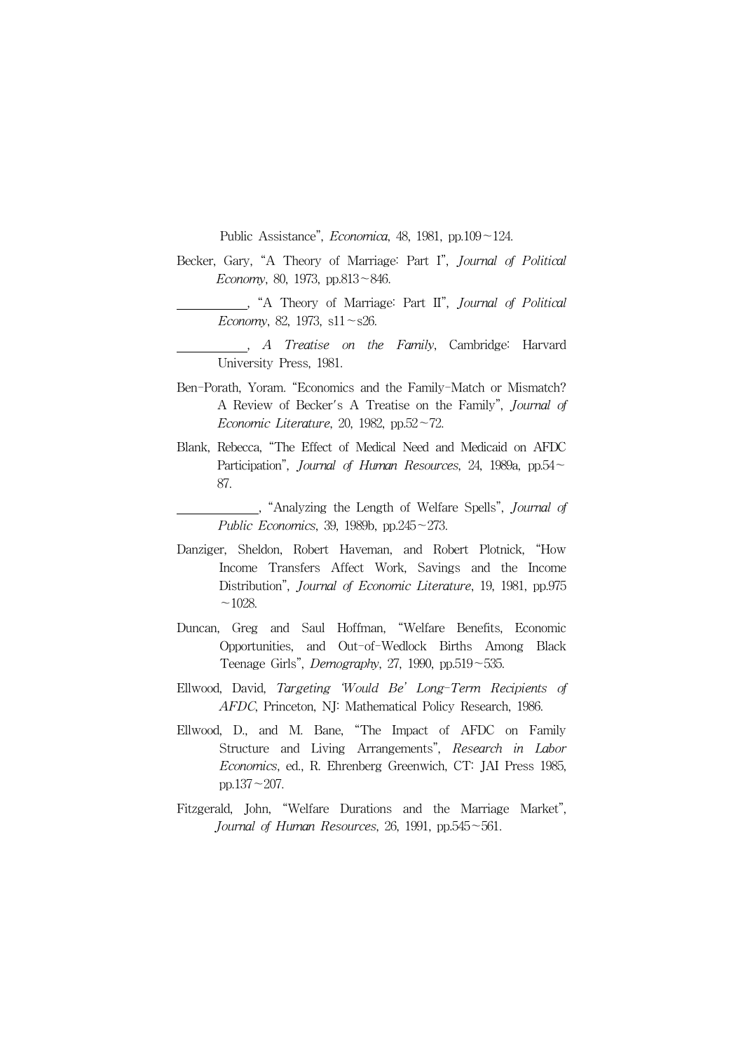Public Assistance", *Economica*, 48, 1981, pp.109~124.

Becker, Gary, "A Theory of Marriage: Part I", *Journal of Political Economy*, 80, 1973, pp.813~846.

__________, "A Theory of Marriage: Part II", *Journal of Political Economy*, 82, 1973, s11~s26.

__________, *A Treatise on the Family*, Cambridge: Harvard University Press, 1981.

Ben-Porath, Yoram. "Economics and the Family-Match or Mismatch? A Review of Becker's A Treatise on the Family", *Journal of Economic Literature*, 20, 1982, pp.52~72.

Blank, Rebecca, "The Effect of Medical Need and Medicaid on AFDC Participation", *Journal of Human Resources*, 24, 1989a, pp.54~87.

__________, "Analyzing the Length of Welfare Spells", *Journal of Public Economics*, 39, 1989b, pp.245~273.

Danziger, Sheldon, Robert Haveman, and Robert Plotnick, "How Income Transfers Affect Work, Savings and the Income Distribution", *Journal of Economic Literature*, 19, 1981, pp.975~1028.

Duncan, Greg and Saul Hoffman, "Welfare Benefits, Economic Opportunities, and Out-of-Wedlock Births Among Black Teenage Girls", *Demography*, 27, 1990, pp.519~535.

Ellwood, David, *Targeting 'Would Be' Long-Term Recipients of AFDC*, Princeton, NJ: Mathematical Policy Research, 1986.

Ellwood, D., and M. Bane, "The Impact of AFDC on Family Structure and Living Arrangements", *Research in Labor Economics*, ed., R. Ehrenberg Greenwich, CT: JAI Press 1985, pp.137~207.

Fitzgerald, John, "Welfare Durations and the Marriage Market", *Journal of Human Resources*, 26, 1991, pp.545~561.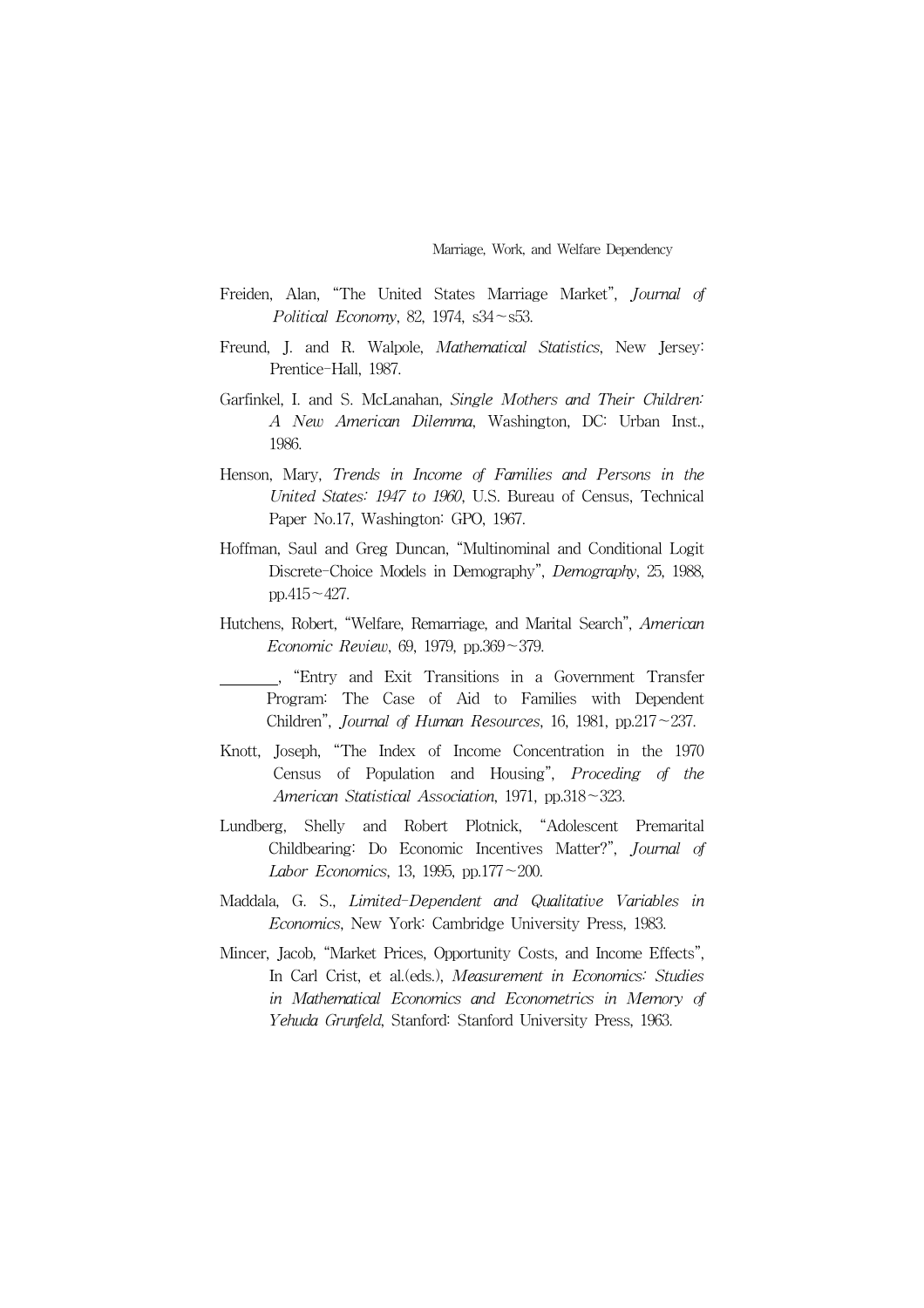Freiden, Alan, "The United States Marriage Market", *Journal of Political Economy*, 82, 1974, s34～s53.

Freund, J. and R. Walpole, *Mathematical Statistics*, New Jersey: Prentice-Hall, 1987.

Garfinkel, I. and S. McLanahan, *Single Mothers and Their Children: A New American Dilemma*, Washington, DC: Urban Inst., 1986.

Henson, Mary, *Trends in Income of Families and Persons in the United States: 1947 to 1960*, U.S. Bureau of Census, Technical Paper No.17, Washington: GPO, 1967.

Hoffman, Saul and Greg Duncan, "Multinominal and Conditional Logit Discrete-Choice Models in Demography", *Demography*, 25, 1988, pp.415～427.

Hutchens, Robert, "Welfare, Remarriage, and Marital Search", *American Economic Review*, 69, 1979, pp.369～379.

________, "Entry and Exit Transitions in a Government Transfer Program: The Case of Aid to Families with Dependent Children", *Journal of Human Resources*, 16, 1981, pp.217～237.

Knott, Joseph, "The Index of Income Concentration in the 1970 Census of Population and Housing", *Proceding of the American Statistical Association*, 1971, pp.318～323.

Lundberg, Shelly and Robert Plotnick, "Adolescent Premarital Childbearing: Do Economic Incentives Matter?", *Journal of Labor Economics*, 13, 1995, pp.177～200.

Maddala, G. S., *Limited-Dependent and Qualitative Variables in Economics*, New York: Cambridge University Press, 1983.

Mincer, Jacob, "Market Prices, Opportunity Costs, and Income Effects", In Carl Crist, et al.(eds.), *Measurement in Economics: Studies in Mathematical Economics and Econometrics in Memory of Yehuda Grunfeld*, Stanford: Stanford University Press, 1963.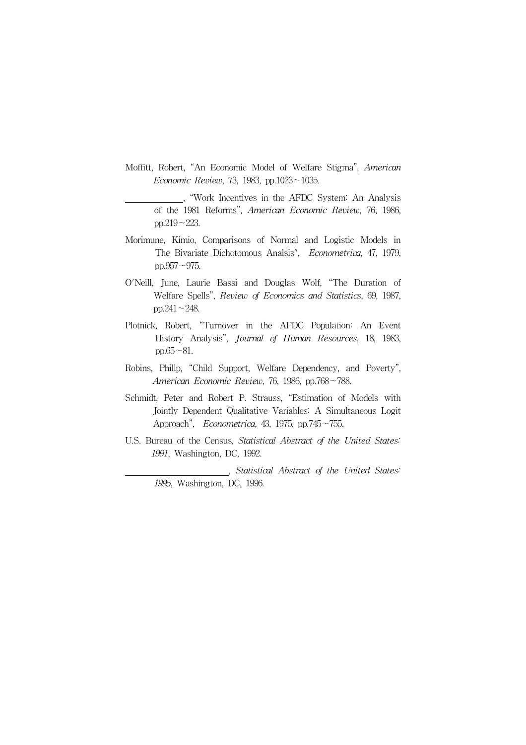Moffitt, Robert, "An Economic Model of Welfare Stigma", *American Economic Review*, 73, 1983, pp.1023~1035.

\_\_\_\_\_\_\_\_\_\_\_\_, "Work Incentives in the AFDC System: An Analysis of the 1981 Reforms", *American Economic Review*, 76, 1986, pp.219~223.

Morimune, Kimio, Comparisons of Normal and Logistic Models in The Bivariate Dichotomous Analsis", *Econometrica*, 47, 1979, pp.957~975.

O'Neill, June, Laurie Bassi and Douglas Wolf, "The Duration of Welfare Spells", *Review of Economics and Statistics*, 69, 1987, pp.241~248.

Plotnick, Robert, "Turnover in the AFDC Population: An Event History Analysis", *Journal of Human Resources*, 18, 1983, pp.65~81.

Robins, Phillp, "Child Support, Welfare Dependency, and Poverty", *American Economic Review*, 76, 1986, pp.768~788.

Schmidt, Peter and Robert P. Strauss, "Estimation of Models with Jointly Dependent Qualitative Variables: A Simultaneous Logit Approach", *Econometrica*, 43, 1975, pp.745~755.

U.S. Bureau of the Census, *Statistical Abstract of the United States: 1991*, Washington, DC, 1992.

\_\_\_\_\_\_\_\_\_\_\_\_\_\_\_\_\_\_\_\_\_\_, *Statistical Abstract of the United States: 1995*, Washington, DC, 1996.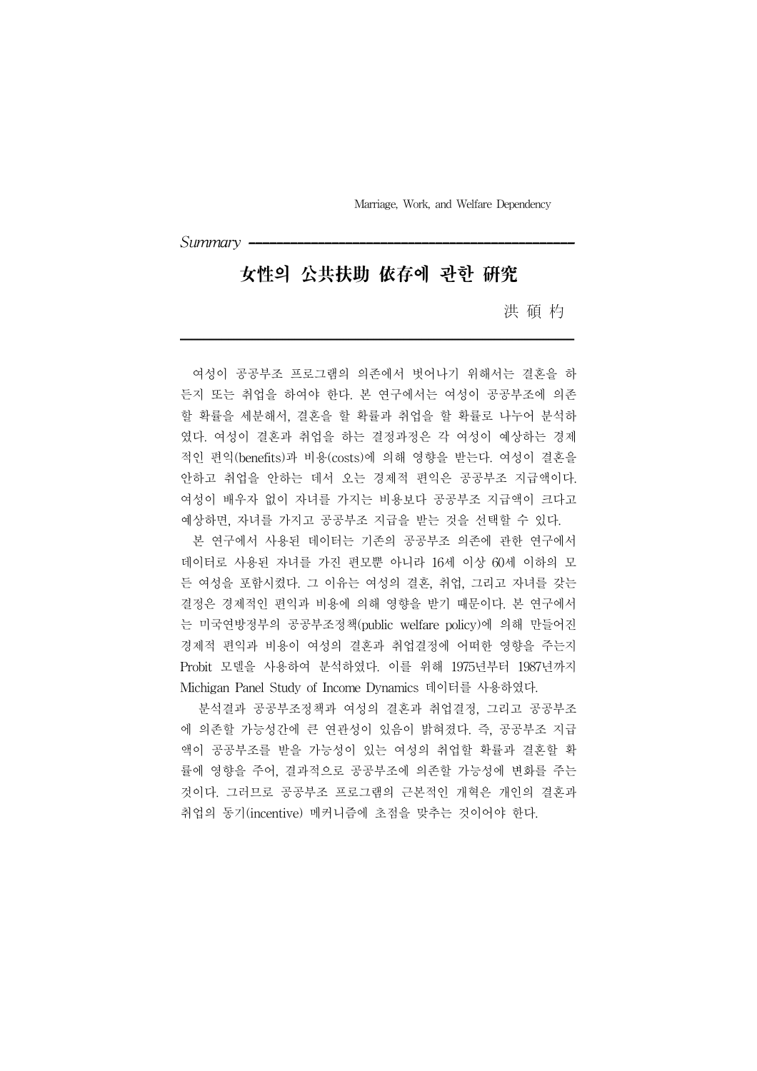*Summary*

# 女性의 公共扶助 依存에 관한 研究

洪 碩 杓

여성이 공공부조 프로그램의 의존에서 벗어나기 위해서는 결혼을 하든지 또는 취업을 하여야 한다. 본 연구에서는 여성이 공공부조에 의존할 확률을 세분해서, 결혼을 할 확률과 취업을 할 확률로 나누어 분석하였다. 여성이 결혼과 취업을 하는 결정과정은 각 여성이 예상하는 경제적인 편익(benefits)과 비용(costs)에 의해 영향을 받는다. 여성이 결혼을 안하고 취업을 안하는 데서 오는 경제적 편익은 공공부조 지급액이다. 여성이 배우자 없이 자녀를 가지는 비용보다 공공부조 지급액이 크다고 예상하면, 자녀를 가지고 공공부조 지급을 받는 것을 선택할 수 있다.

본 연구에서 사용된 데이터는 기존의 공공부조 의존에 관한 연구에서 데이터로 사용된 자녀를 가진 편모뿐 아니라 16세 이상 60세 이하의 모든 여성을 포함시켰다. 그 이유는 여성의 결혼, 취업, 그리고 자녀를 갖는 결정은 경제적인 편익과 비용에 의해 영향을 받기 때문이다. 본 연구에서는 미국연방정부의 공공부조정책(public welfare policy)에 의해 만들어진 경제적 편익과 비용이 여성의 결혼과 취업결정에 어떠한 영향을 주는지 Probit 모델을 사용하여 분석하였다. 이를 위해 1975년부터 1987년까지 Michigan Panel Study of Income Dynamics 데이터를 사용하였다.

분석결과 공공부조정책과 여성의 결혼과 취업결정, 그리고 공공부조에 의존할 가능성간에 큰 연관성이 있음이 밝혀졌다. 즉, 공공부조 지급액이 공공부조를 받을 가능성이 있는 여성의 취업할 확률과 결혼할 확률에 영향을 주어, 결과적으로 공공부조에 의존할 가능성에 변화를 주는 것이다. 그러므로 공공부조 프로그램의 근본적인 개혁은 개인의 결혼과 취업의 동기(incentive) 메커니즘에 초점을 맞추는 것이어야 한다.